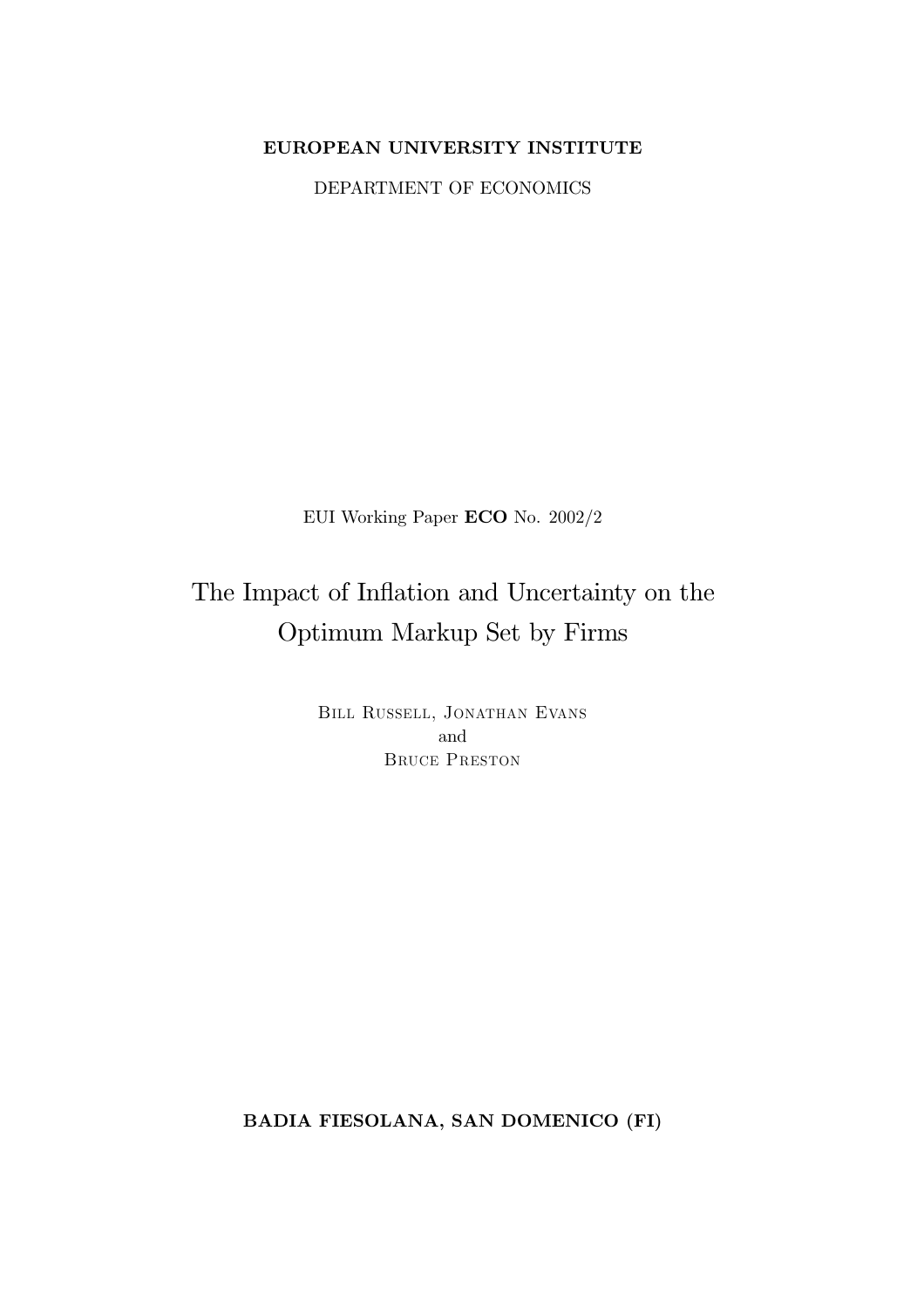**EUROPEAN UNIVERSITY INSTITUTE**

DEPARTMENT OF ECONOMICS

EUI Working Paper **ECO** No. 2002/2

# The Impact of Inflation and Uncertainty on the Optimum Markup Set by Firms

Bill Russell, Jonathan Evans
and
Bruce Preston

**BADIA FIESOLANA, SAN DOMENICO (FI)**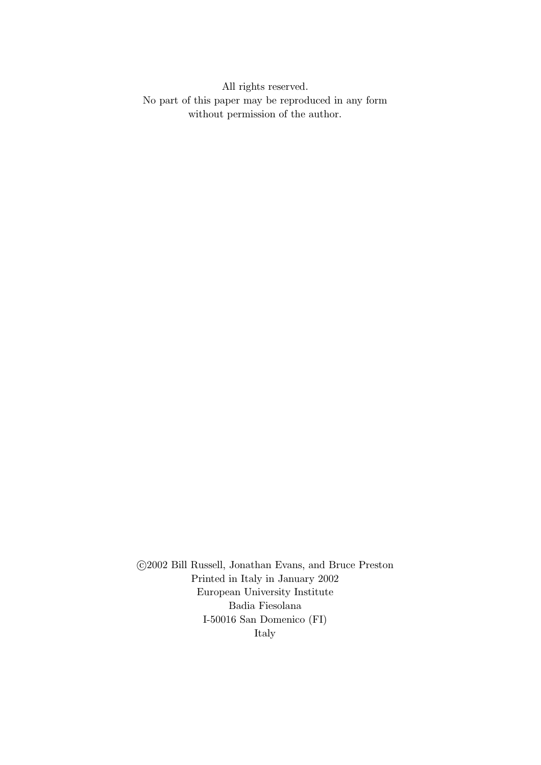All rights reserved.
No part of this paper may be reproduced in any form
without permission of the author.

©2002 Bill Russell, Jonathan Evans, and Bruce Preston
Printed in Italy in January 2002
European University Institute
Badia Fiesolana
I-50016 San Domenico (FI)
Italy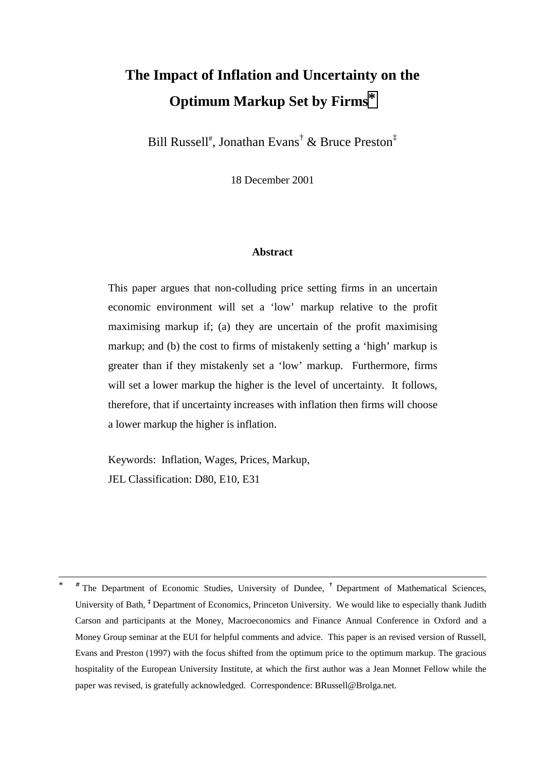# The Impact of Inflation and Uncertainty on the Optimum Markup Set by Firms*

Bill Russell[#], Jonathan Evans[†] & Bruce Preston[‡]

18 December 2001

### Abstract

This paper argues that non-colluding price setting firms in an uncertain economic environment will set a 'low' markup relative to the profit maximising markup if; (a) they are uncertain of the profit maximising markup; and (b) the cost to firms of mistakenly setting a 'high' markup is greater than if they mistakenly set a 'low' markup. Furthermore, firms will set a lower markup the higher is the level of uncertainty. It follows, therefore, that if uncertainty increases with inflation then firms will choose a lower markup the higher is inflation.

Keywords: Inflation, Wages, Prices, Markup,
JEL Classification: D80, E10, E31

---

\* [#] The Department of Economic Studies, University of Dundee, [†] Department of Mathematical Sciences, University of Bath, [‡] Department of Economics, Princeton University. We would like to especially thank Judith Carson and participants at the Money, Macroeconomics and Finance Annual Conference in Oxford and a Money Group seminar at the EUI for helpful comments and advice. This paper is an revised version of Russell, Evans and Preston (1997) with the focus shifted from the optimum price to the optimum markup. The gracious hospitality of the European University Institute, at which the first author was a Jean Monnet Fellow while the paper was revised, is gratefully acknowledged. Correspondence: BRussell@Brolga.net.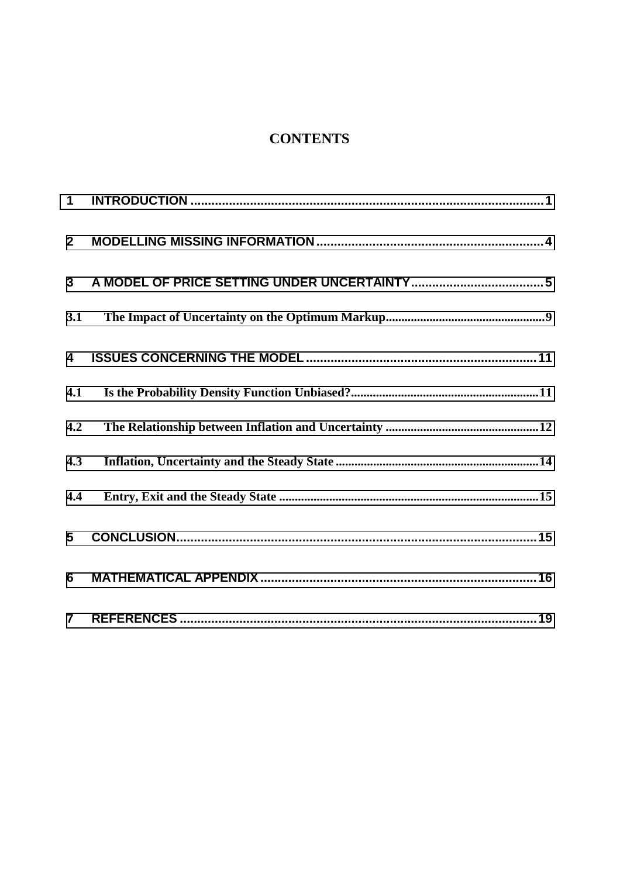# CONTENTS

1 INTRODUCTION ........................................................................................................1

2 MODELLING MISSING INFORMATION ..................................................................4

3 A MODEL OF PRICE SETTING UNDER UNCERTAINTY......................................5

3.1 The Impact of Uncertainty on the Optimum Markup..................................................9

4 ISSUES CONCERNING THE MODEL ...................................................................11

4.1 Is the Probability Density Function Unbiased?............................................................11

4.2 The Relationship between Inflation and Uncertainty .................................................12

4.3 Inflation, Uncertainty and the Steady State .................................................................14

4.4 Entry, Exit and the Steady State ....................................................................................15

5 CONCLUSION..........................................................................................................15

6 MATHEMATICAL APPENDIX ................................................................................16

7 REFERENCES .........................................................................................................19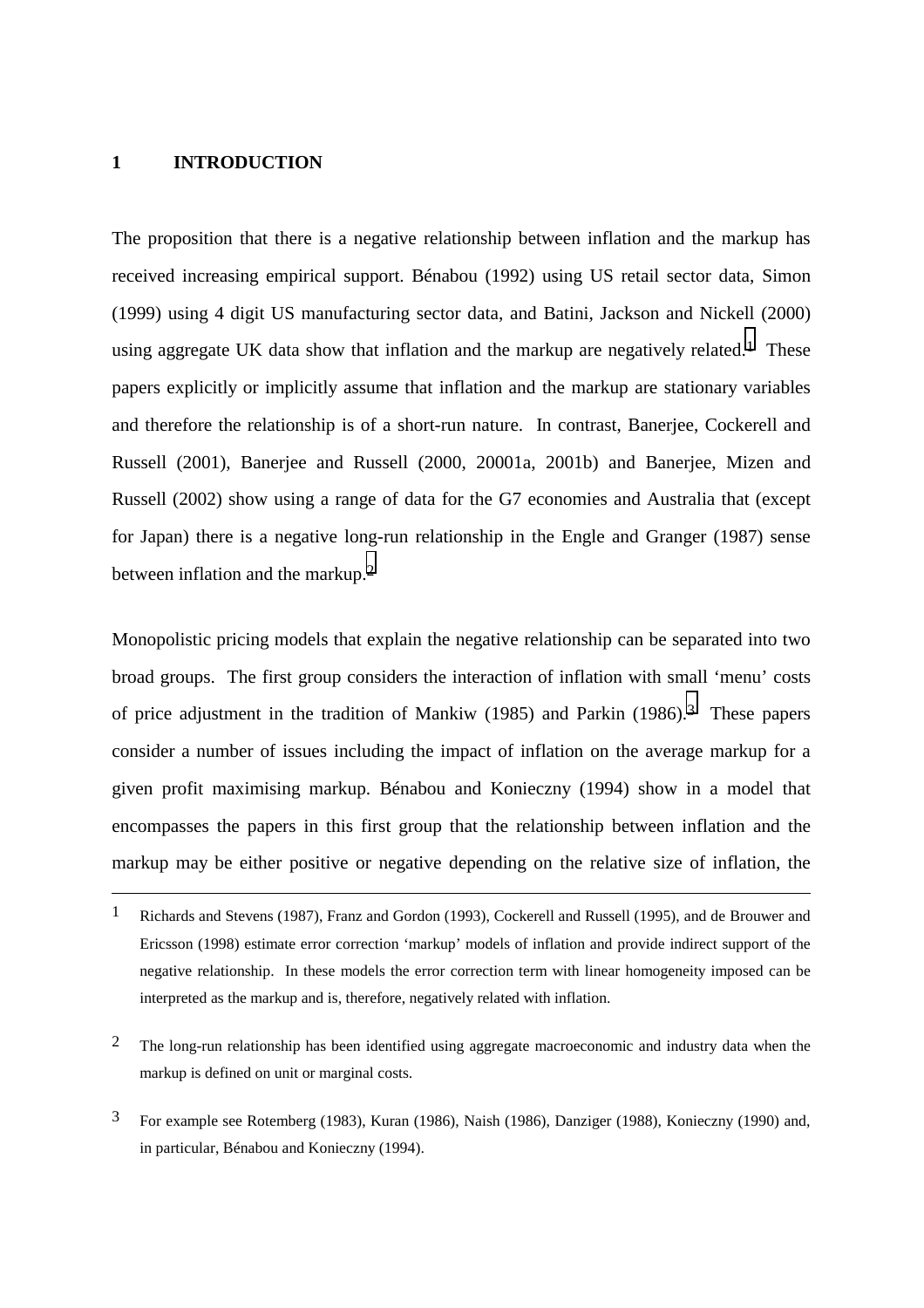# 1 INTRODUCTION

The proposition that there is a negative relationship between inflation and the markup has received increasing empirical support. Bénabou (1992) using US retail sector data, Simon (1999) using 4 digit US manufacturing sector data, and Batini, Jackson and Nickell (2000) using aggregate UK data show that inflation and the markup are negatively related.[1] These papers explicitly or implicitly assume that inflation and the markup are stationary variables and therefore the relationship is of a short-run nature. In contrast, Banerjee, Cockerell and Russell (2001), Banerjee and Russell (2000, 20001a, 2001b) and Banerjee, Mizen and Russell (2002) show using a range of data for the G7 economies and Australia that (except for Japan) there is a negative long-run relationship in the Engle and Granger (1987) sense between inflation and the markup.[2]

Monopolistic pricing models that explain the negative relationship can be separated into two broad groups. The first group considers the interaction of inflation with small 'menu' costs of price adjustment in the tradition of Mankiw (1985) and Parkin (1986).[3] These papers consider a number of issues including the impact of inflation on the average markup for a given profit maximising markup. Bénabou and Konieczny (1994) show in a model that encompasses the papers in this first group that the relationship between inflation and the markup may be either positive or negative depending on the relative size of inflation, the

---

[1] Richards and Stevens (1987), Franz and Gordon (1993), Cockerell and Russell (1995), and de Brouwer and Ericsson (1998) estimate error correction 'markup' models of inflation and provide indirect support of the negative relationship. In these models the error correction term with linear homogeneity imposed can be interpreted as the markup and is, therefore, negatively related with inflation.

[2] The long-run relationship has been identified using aggregate macroeconomic and industry data when the markup is defined on unit or marginal costs.

[3] For example see Rotemberg (1983), Kuran (1986), Naish (1986), Danziger (1988), Konieczny (1990) and, in particular, Bénabou and Konieczny (1994).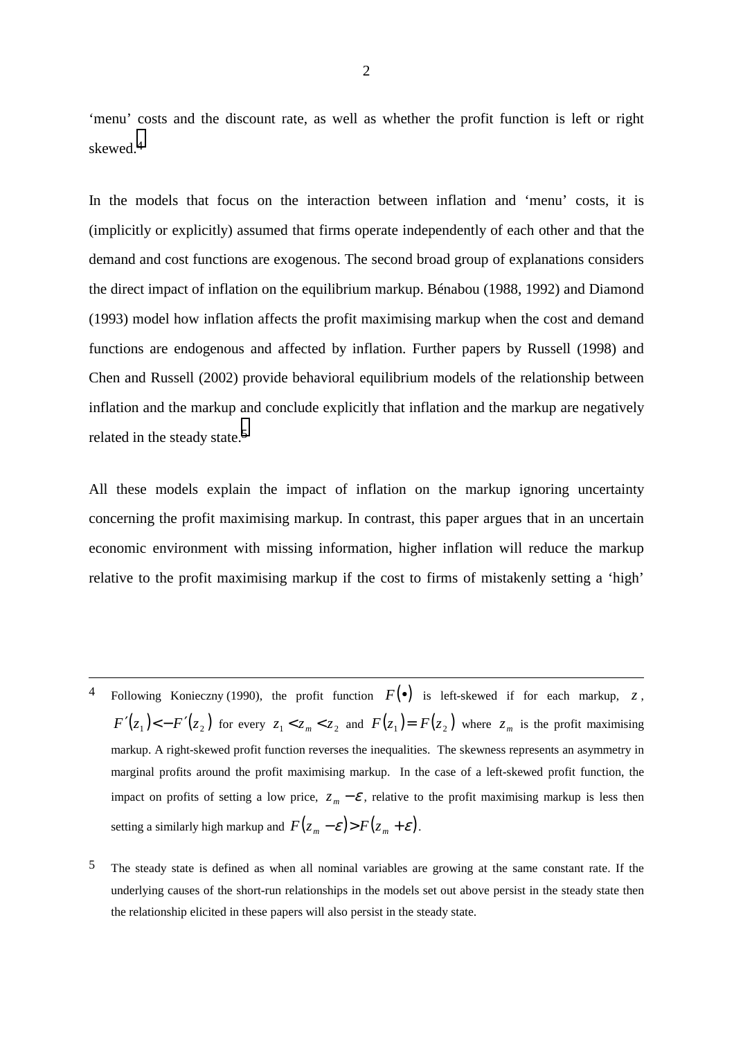‘menu’ costs and the discount rate, as well as whether the profit function is left or right skewed.[4]

In the models that focus on the interaction between inflation and ‘menu’ costs, it is (implicitly or explicitly) assumed that firms operate independently of each other and that the demand and cost functions are exogenous. The second broad group of explanations considers the direct impact of inflation on the equilibrium markup. Bénabou (1988, 1992) and Diamond (1993) model how inflation affects the profit maximising markup when the cost and demand functions are endogenous and affected by inflation. Further papers by Russell (1998) and Chen and Russell (2002) provide behavioral equilibrium models of the relationship between inflation and the markup and conclude explicitly that inflation and the markup are negatively related in the steady state.[5]

All these models explain the impact of inflation on the markup ignoring uncertainty concerning the profit maximising markup. In contrast, this paper argues that in an uncertain economic environment with missing information, higher inflation will reduce the markup relative to the profit maximising markup if the cost to firms of mistakenly setting a ‘high’

---

4 Following Konieczny (1990), the profit function $F(\bullet)$ is left-skewed if for each markup, $z$, $F'(z_1) < -F'(z_2)$ for every $z_1 < z_m < z_2$ and $F(z_1) = F(z_2)$ where $z_m$ is the profit maximising markup. A right-skewed profit function reverses the inequalities. The skewness represents an asymmetry in marginal profits around the profit maximising markup. In the case of a left-skewed profit function, the impact on profits of setting a low price, $z_m - \varepsilon$, relative to the profit maximising markup is less then setting a similarly high markup and $F(z_m - \varepsilon) > F(z_m + \varepsilon)$.

5 The steady state is defined as when all nominal variables are growing at the same constant rate. If the underlying causes of the short-run relationships in the models set out above persist in the steady state then the relationship elicited in these papers will also persist in the steady state.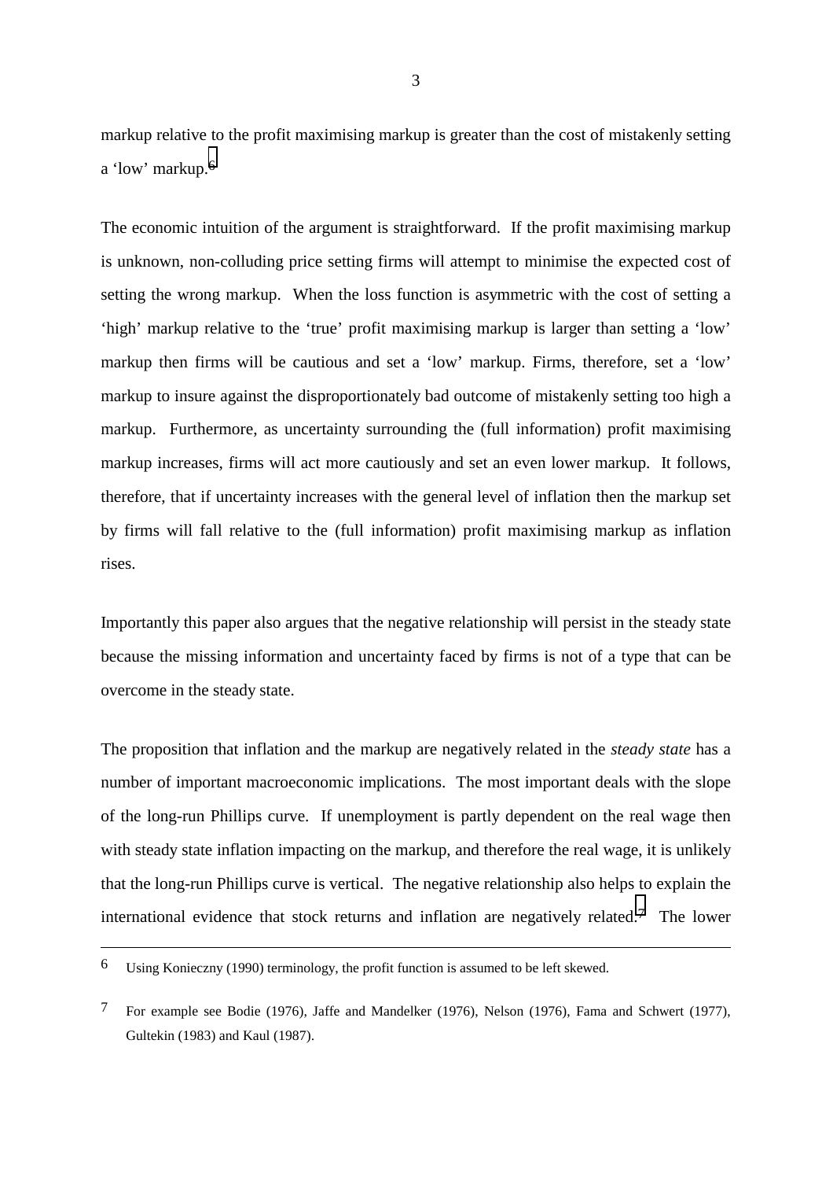markup relative to the profit maximising markup is greater than the cost of mistakenly setting a 'low' markup.[6]

The economic intuition of the argument is straightforward. If the profit maximising markup is unknown, non-colluding price setting firms will attempt to minimise the expected cost of setting the wrong markup. When the loss function is asymmetric with the cost of setting a 'high' markup relative to the 'true' profit maximising markup is larger than setting a 'low' markup then firms will be cautious and set a 'low' markup. Firms, therefore, set a 'low' markup to insure against the disproportionately bad outcome of mistakenly setting too high a markup. Furthermore, as uncertainty surrounding the (full information) profit maximising markup increases, firms will act more cautiously and set an even lower markup. It follows, therefore, that if uncertainty increases with the general level of inflation then the markup set by firms will fall relative to the (full information) profit maximising markup as inflation rises.

Importantly this paper also argues that the negative relationship will persist in the steady state because the missing information and uncertainty faced by firms is not of a type that can be overcome in the steady state.

The proposition that inflation and the markup are negatively related in the *steady state* has a number of important macroeconomic implications. The most important deals with the slope of the long-run Phillips curve. If unemployment is partly dependent on the real wage then with steady state inflation impacting on the markup, and therefore the real wage, it is unlikely that the long-run Phillips curve is vertical. The negative relationship also helps to explain the international evidence that stock returns and inflation are negatively related.[7] The lower

---

6 Using Konieczny (1990) terminology, the profit function is assumed to be left skewed.

7 For example see Bodie (1976), Jaffe and Mandelker (1976), Nelson (1976), Fama and Schwert (1977), Gultekin (1983) and Kaul (1987).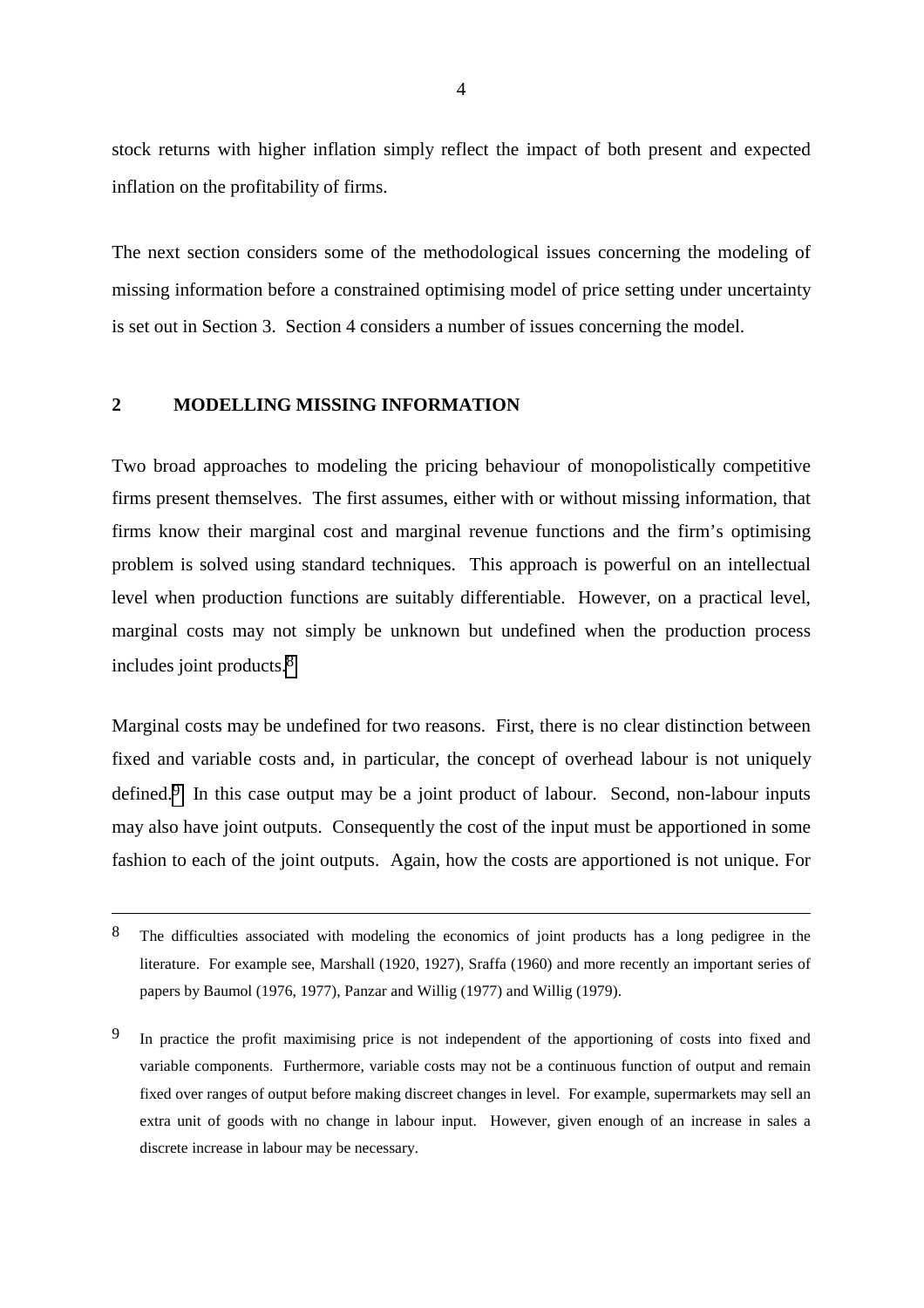stock returns with higher inflation simply reflect the impact of both present and expected inflation on the profitability of firms.

The next section considers some of the methodological issues concerning the modeling of missing information before a constrained optimising model of price setting under uncertainty is set out in Section 3. Section 4 considers a number of issues concerning the model.

## 2 MODELLING MISSING INFORMATION

Two broad approaches to modeling the pricing behaviour of monopolistically competitive firms present themselves. The first assumes, either with or without missing information, that firms know their marginal cost and marginal revenue functions and the firm's optimising problem is solved using standard techniques. This approach is powerful on an intellectual level when production functions are suitably differentiable. However, on a practical level, marginal costs may not simply be unknown but undefined when the production process includes joint products.[8]

Marginal costs may be undefined for two reasons. First, there is no clear distinction between fixed and variable costs and, in particular, the concept of overhead labour is not uniquely defined.[9] In this case output may be a joint product of labour. Second, non-labour inputs may also have joint outputs. Consequently the cost of the input must be apportioned in some fashion to each of the joint outputs. Again, how the costs are apportioned is not unique. For

---

[8] The difficulties associated with modeling the economics of joint products has a long pedigree in the literature. For example see, Marshall (1920, 1927), Sraffa (1960) and more recently an important series of papers by Baumol (1976, 1977), Panzar and Willig (1977) and Willig (1979).

[9] In practice the profit maximising price is not independent of the apportioning of costs into fixed and variable components. Furthermore, variable costs may not be a continuous function of output and remain fixed over ranges of output before making discreet changes in level. For example, supermarkets may sell an extra unit of goods with no change in labour input. However, given enough of an increase in sales a discrete increase in labour may be necessary.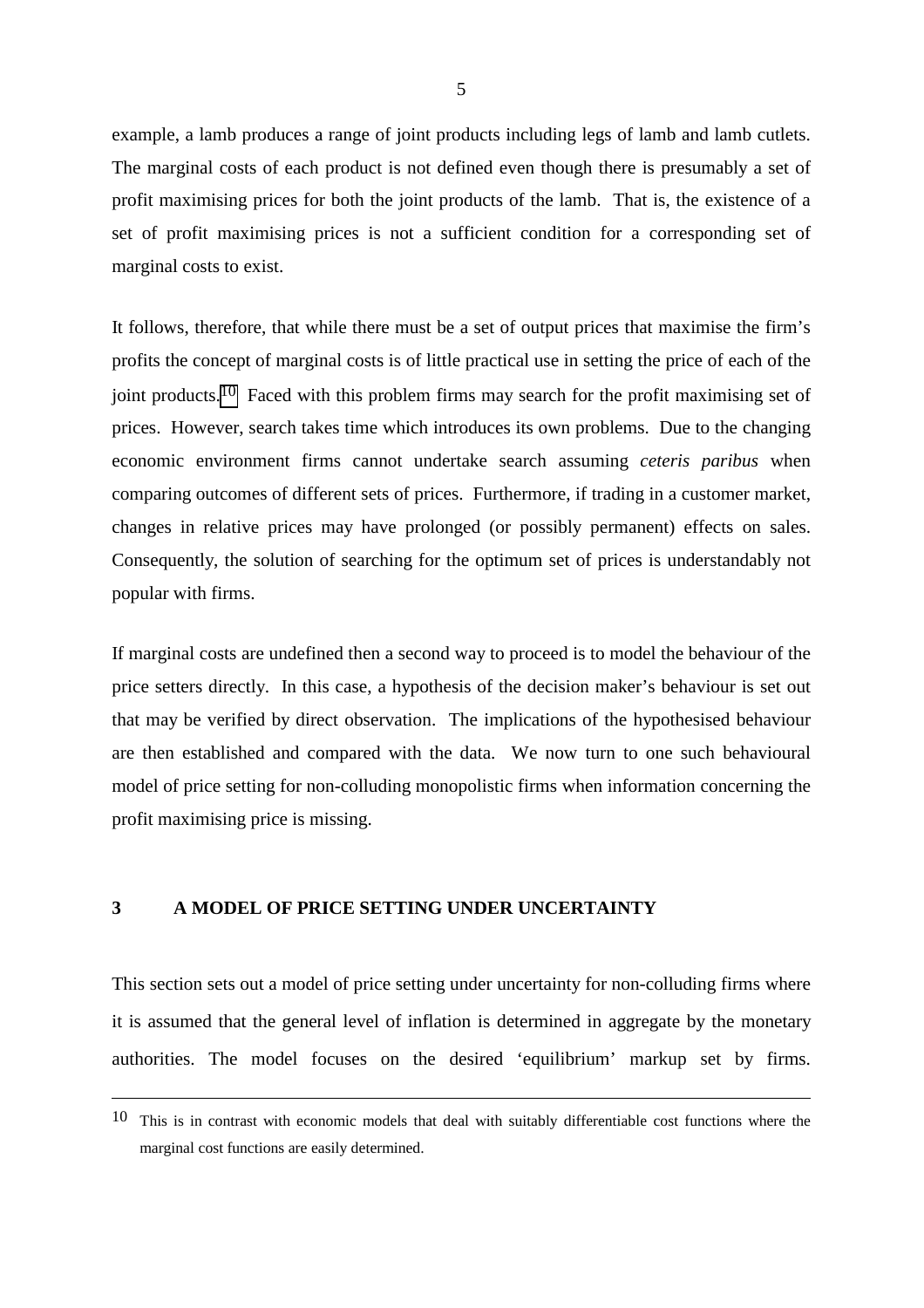example, a lamb produces a range of joint products including legs of lamb and lamb cutlets. The marginal costs of each product is not defined even though there is presumably a set of profit maximising prices for both the joint products of the lamb. That is, the existence of a set of profit maximising prices is not a sufficient condition for a corresponding set of marginal costs to exist.

It follows, therefore, that while there must be a set of output prices that maximise the firm's profits the concept of marginal costs is of little practical use in setting the price of each of the joint products.[10] Faced with this problem firms may search for the profit maximising set of prices. However, search takes time which introduces its own problems. Due to the changing economic environment firms cannot undertake search assuming *ceteris paribus* when comparing outcomes of different sets of prices. Furthermore, if trading in a customer market, changes in relative prices may have prolonged (or possibly permanent) effects on sales. Consequently, the solution of searching for the optimum set of prices is understandably not popular with firms.

If marginal costs are undefined then a second way to proceed is to model the behaviour of the price setters directly. In this case, a hypothesis of the decision maker's behaviour is set out that may be verified by direct observation. The implications of the hypothesised behaviour are then established and compared with the data. We now turn to one such behavioural model of price setting for non-colluding monopolistic firms when information concerning the profit maximising price is missing.

## 3 A MODEL OF PRICE SETTING UNDER UNCERTAINTY

This section sets out a model of price setting under uncertainty for non-colluding firms where it is assumed that the general level of inflation is determined in aggregate by the monetary authorities. The model focuses on the desired 'equilibrium' markup set by firms.

---

[10] This is in contrast with economic models that deal with suitably differentiable cost functions where the marginal cost functions are easily determined.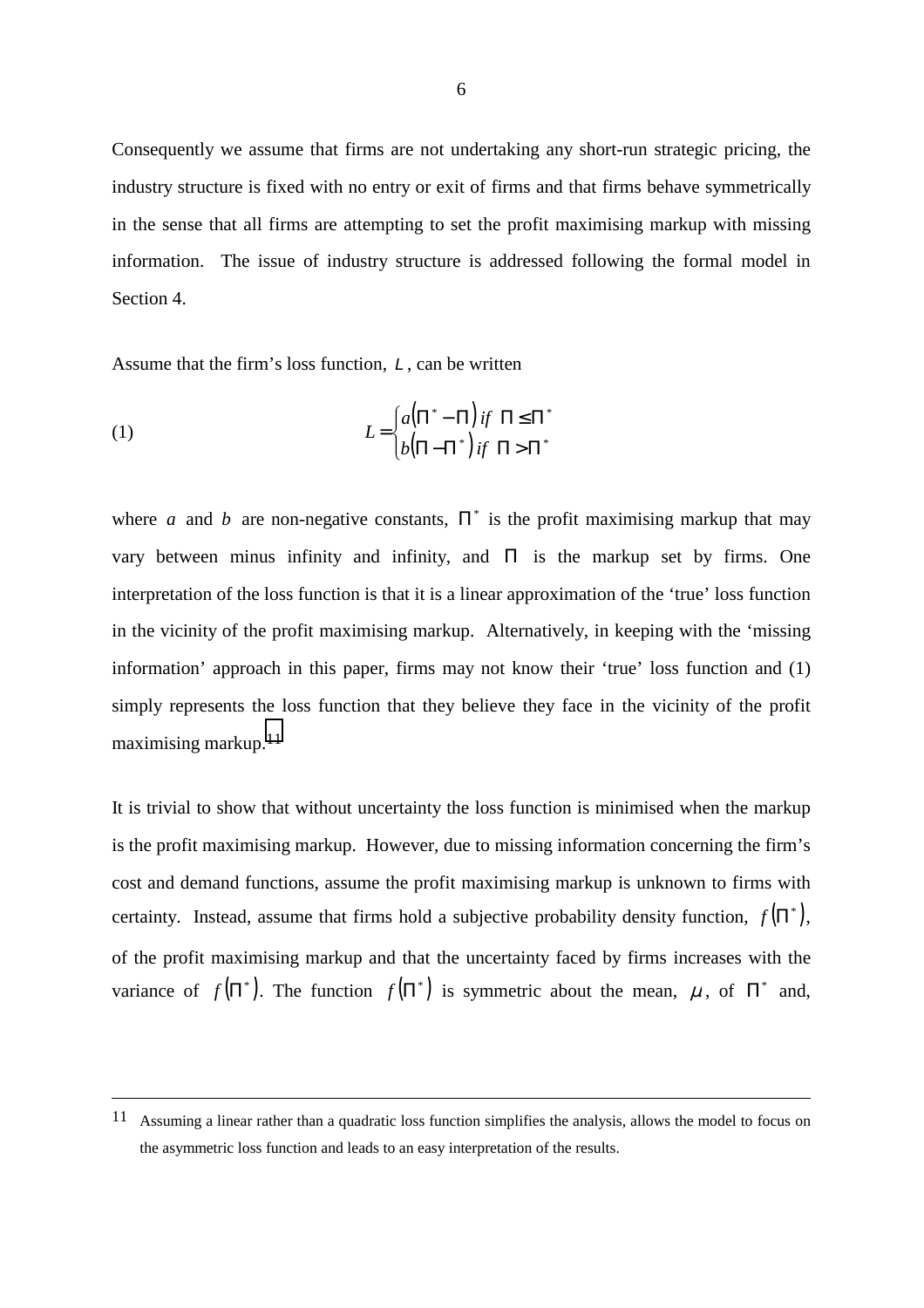Consequently we assume that firms are not undertaking any short-run strategic pricing, the industry structure is fixed with no entry or exit of firms and that firms behave symmetrically in the sense that all firms are attempting to set the profit maximising markup with missing information. The issue of industry structure is addressed following the formal model in Section 4.

Assume that the firm's loss function, $L$, can be written

$$L = \begin{cases} a\left(\Pi^* - \Pi\right) \text{ if } \Pi \leq \Pi^* \\ b\left(\Pi - \Pi^*\right) \text{ if } \Pi > \Pi^* \end{cases} \tag{1}$$

where $a$ and $b$ are non-negative constants, $\Pi^*$ is the profit maximising markup that may vary between minus infinity and infinity, and $\Pi$ is the markup set by firms. One interpretation of the loss function is that it is a linear approximation of the 'true' loss function in the vicinity of the profit maximising markup. Alternatively, in keeping with the 'missing information' approach in this paper, firms may not know their 'true' loss function and (1) simply represents the loss function that they believe they face in the vicinity of the profit maximising markup.[11]

It is trivial to show that without uncertainty the loss function is minimised when the markup is the profit maximising markup. However, due to missing information concerning the firm's cost and demand functions, assume the profit maximising markup is unknown to firms with certainty. Instead, assume that firms hold a subjective probability density function, $f\left(\Pi^*\right)$, of the profit maximising markup and that the uncertainty faced by firms increases with the variance of $f\left(\Pi^*\right)$. The function $f\left(\Pi^*\right)$ is symmetric about the mean, $\mu$, of $\Pi^*$ and,

---

[11] Assuming a linear rather than a quadratic loss function simplifies the analysis, allows the model to focus on the asymmetric loss function and leads to an easy interpretation of the results.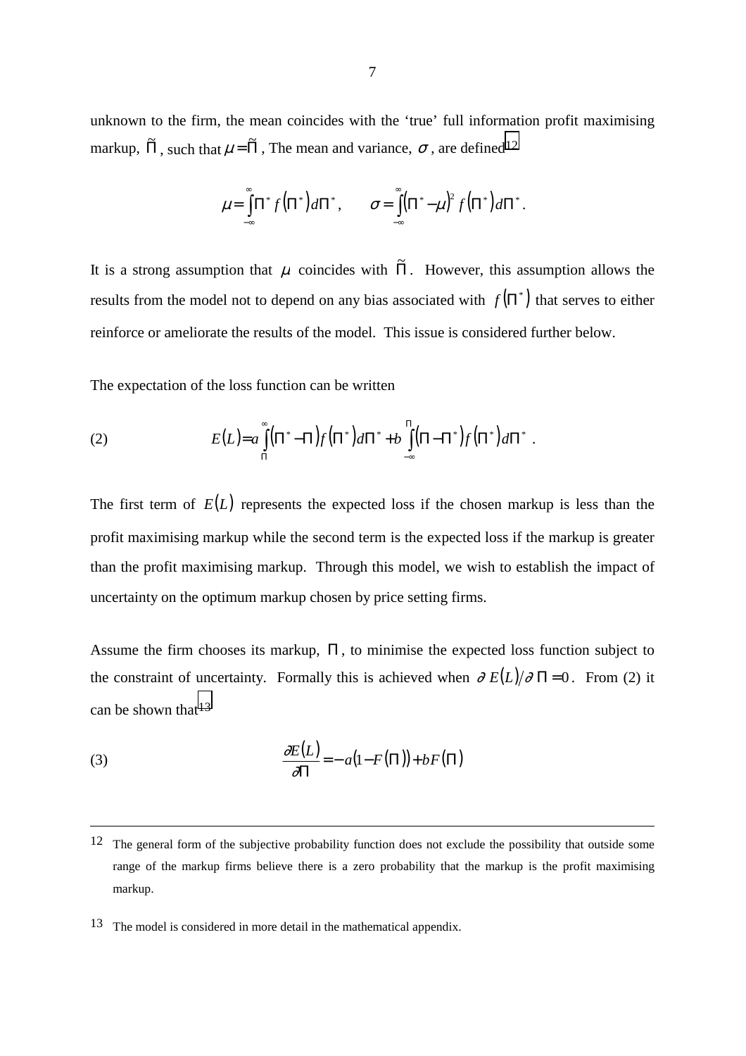unknown to the firm, the mean coincides with the 'true' full information profit maximising markup, $\tilde{\Pi}$, such that $\mu = \tilde{\Pi}$, The mean and variance, $\sigma$, are defined[12]

$$\mu = \int_{-\infty}^{\infty} \Pi^* f\left(\Pi^*\right) d\Pi^*, \qquad \sigma = \int_{-\infty}^{\infty} \left(\Pi^* - \mu\right)^2 f\left(\Pi^*\right) d\Pi^*.$$

It is a strong assumption that $\mu$ coincides with $\tilde{\Pi}$. However, this assumption allows the results from the model not to depend on any bias associated with $f\left(\Pi^*\right)$ that serves to either reinforce or ameliorate the results of the model. This issue is considered further below.

The expectation of the loss function can be written

$$E(L) = a \int_{\Pi}^{\infty} \left(\Pi^* - \Pi\right) f\left(\Pi^*\right) d\Pi^* + b \int_{-\infty}^{\Pi} \left(\Pi - \Pi^*\right) f\left(\Pi^*\right) d\Pi^* . \tag{2}$$

The first term of $E(L)$ represents the expected loss if the chosen markup is less than the profit maximising markup while the second term is the expected loss if the markup is greater than the profit maximising markup. Through this model, we wish to establish the impact of uncertainty on the optimum markup chosen by price setting firms.

Assume the firm chooses its markup, $\Pi$, to minimise the expected loss function subject to the constraint of uncertainty. Formally this is achieved when $\partial E(L) / \partial \Pi = 0$. From (2) it can be shown that[13]

$$\frac{\partial E(L)}{\partial \Pi} = -a\left(1 - F\left(\Pi\right)\right) + bF\left(\Pi\right) \tag{3}$$

---

12 The general form of the subjective probability function does not exclude the possibility that outside some range of the markup firms believe there is a zero probability that the markup is the profit maximising markup.

13 The model is considered in more detail in the mathematical appendix.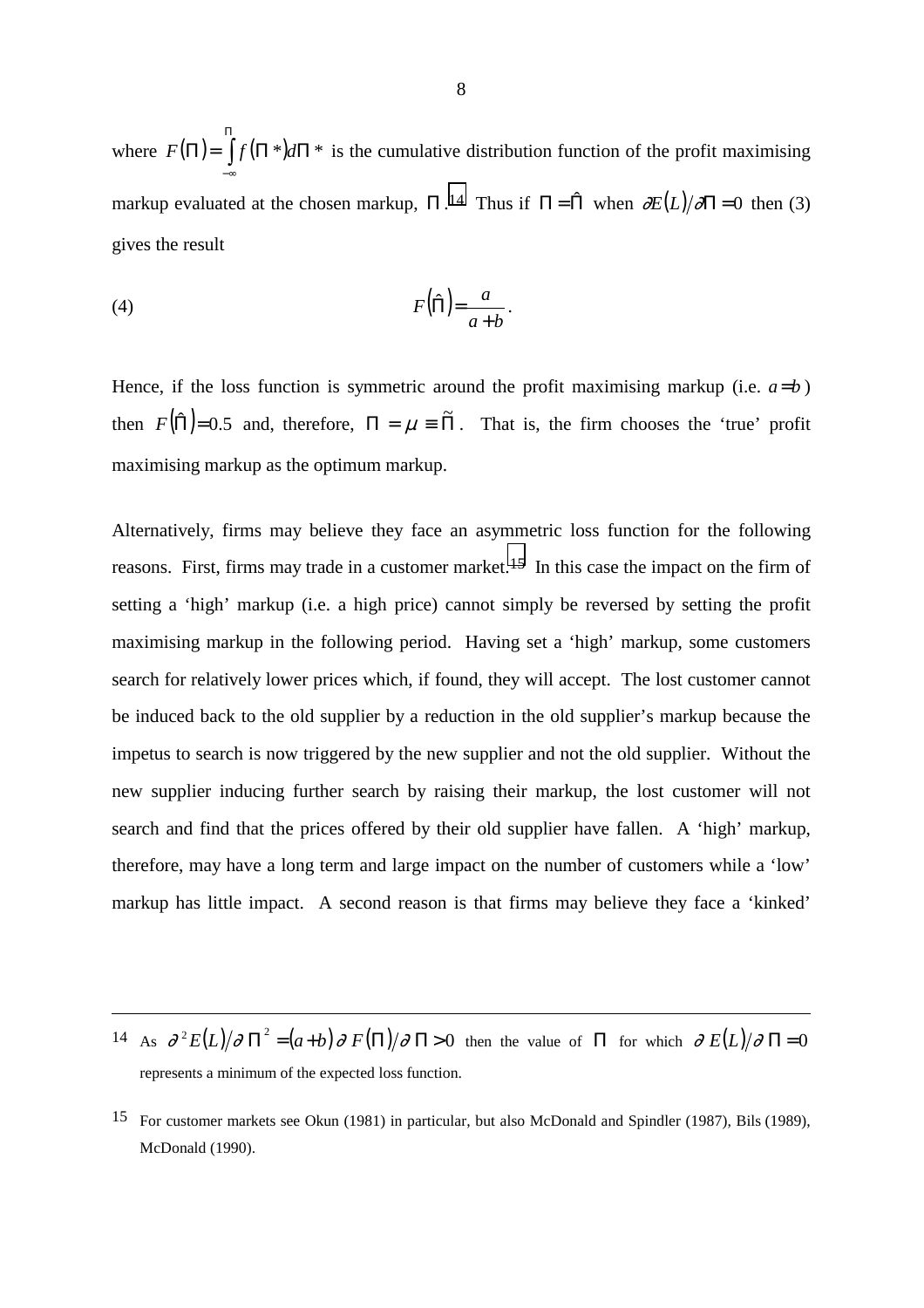where $F(\Pi) = \int_{-\infty}^{\Pi} f(\Pi^*) d\Pi^*$ is the cumulative distribution function of the profit maximising markup evaluated at the chosen markup, $\Pi$.[14] Thus if $\Pi = \hat{\Pi}$ when $\partial E(L)/\partial \Pi = 0$ then (3) gives the result

$$F(\hat{\Pi}) = \frac{a}{a+b}. \tag{4}$$

Hence, if the loss function is symmetric around the profit maximising markup (i.e. $a = b$) then $F(\hat{\Pi}) = 0.5$ and, therefore, $\Pi = \mu \equiv \tilde{\Pi}$. That is, the firm chooses the 'true' profit maximising markup as the optimum markup.

Alternatively, firms may believe they face an asymmetric loss function for the following reasons. First, firms may trade in a customer market.[15] In this case the impact on the firm of setting a 'high' markup (i.e. a high price) cannot simply be reversed by setting the profit maximising markup in the following period. Having set a 'high' markup, some customers search for relatively lower prices which, if found, they will accept. The lost customer cannot be induced back to the old supplier by a reduction in the old supplier's markup because the impetus to search is now triggered by the new supplier and not the old supplier. Without the new supplier inducing further search by raising their markup, the lost customer will not search and find that the prices offered by their old supplier have fallen. A 'high' markup, therefore, may have a long term and large impact on the number of customers while a 'low' markup has little impact. A second reason is that firms may believe they face a 'kinked'

---

14 As $\partial^2 E(L)/\partial \Pi^2 = (a+b)\partial F(\Pi)/\partial \Pi > 0$ then the value of $\Pi$ for which $\partial E(L)/\partial \Pi = 0$ represents a minimum of the expected loss function.

15 For customer markets see Okun (1981) in particular, but also McDonald and Spindler (1987), Bils (1989), McDonald (1990).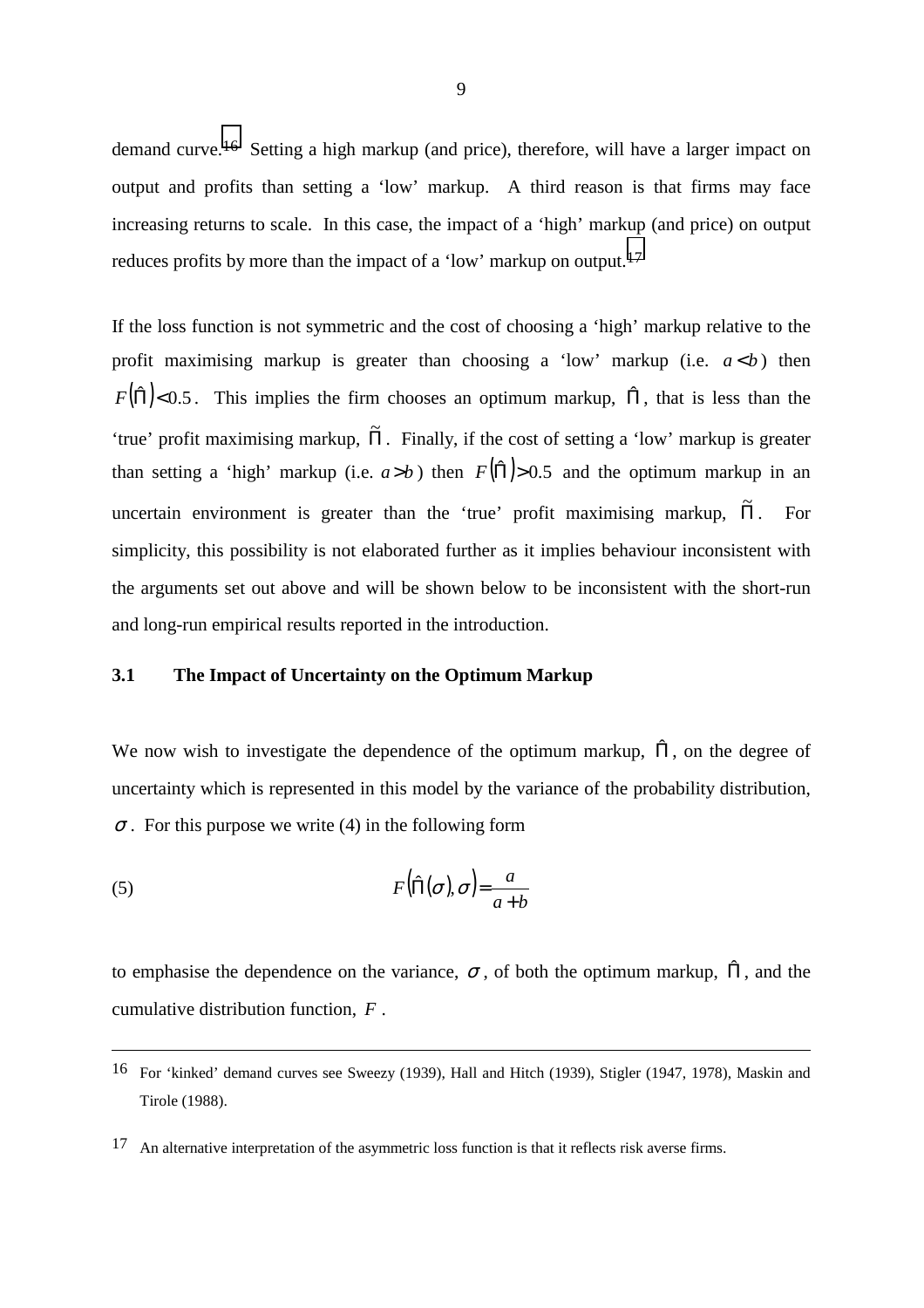demand curve.[16] Setting a high markup (and price), therefore, will have a larger impact on output and profits than setting a 'low' markup. A third reason is that firms may face increasing returns to scale. In this case, the impact of a 'high' markup (and price) on output reduces profits by more than the impact of a 'low' markup on output.[17]

If the loss function is not symmetric and the cost of choosing a 'high' markup relative to the profit maximising markup is greater than choosing a 'low' markup (i.e. $a < b$) then $F(\hat{\Pi}) < 0.5$. This implies the firm chooses an optimum markup, $\hat{\Pi}$, that is less than the 'true' profit maximising markup, $\tilde{\Pi}$. Finally, if the cost of setting a 'low' markup is greater than setting a 'high' markup (i.e. $a > b$) then $F(\hat{\Pi}) > 0.5$ and the optimum markup in an uncertain environment is greater than the 'true' profit maximising markup, $\tilde{\Pi}$. For simplicity, this possibility is not elaborated further as it implies behaviour inconsistent with the arguments set out above and will be shown below to be inconsistent with the short-run and long-run empirical results reported in the introduction.

### 3.1 The Impact of Uncertainty on the Optimum Markup

We now wish to investigate the dependence of the optimum markup, $\hat{\Pi}$, on the degree of uncertainty which is represented in this model by the variance of the probability distribution, $\sigma$. For this purpose we write (4) in the following form

$$F\left(\hat{\Pi}(\sigma), \sigma\right) = \frac{a}{a+b} \qquad (5)$$

to emphasise the dependence on the variance, $\sigma$, of both the optimum markup, $\hat{\Pi}$, and the cumulative distribution function, $F$.

---

16 For 'kinked' demand curves see Sweezy (1939), Hall and Hitch (1939), Stigler (1947, 1978), Maskin and Tirole (1988).

17 An alternative interpretation of the asymmetric loss function is that it reflects risk averse firms.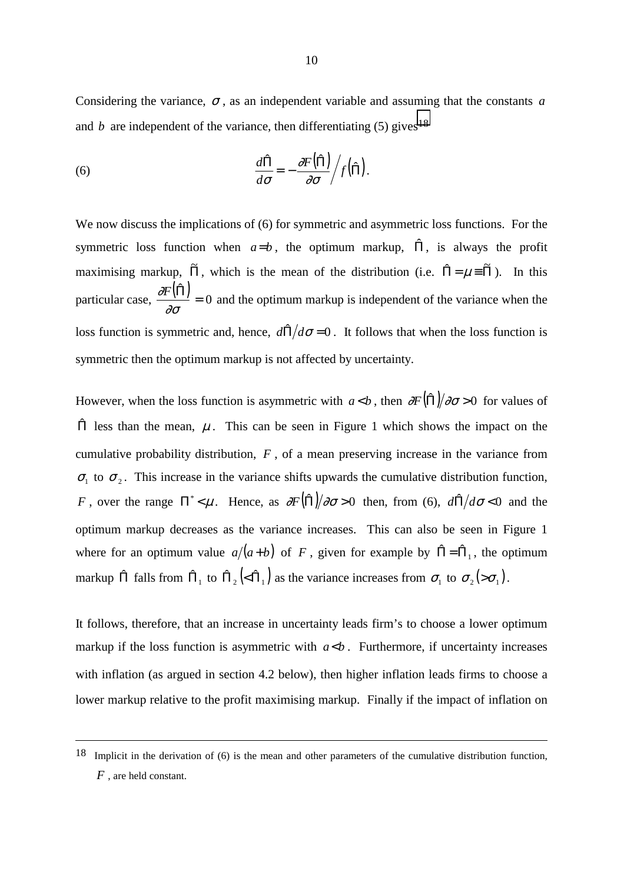Considering the variance, $\sigma$, as an independent variable and assuming that the constants $a$ and $b$ are independent of the variance, then differentiating (5) gives[18]

$$\frac{d\hat{\Pi}}{d\sigma} = -\frac{\partial F(\hat{\Pi})}{\partial \sigma} \bigg/ f(\hat{\Pi}). \tag{6}$$

We now discuss the implications of (6) for symmetric and asymmetric loss functions. For the symmetric loss function when $a = b$, the optimum markup, $\hat{\Pi}$, is always the profit maximising markup, $\tilde{\Pi}$, which is the mean of the distribution (i.e. $\hat{\Pi} = \mu \equiv \tilde{\Pi}$). In this particular case, $\dfrac{\partial F(\hat{\Pi})}{\partial \sigma} = 0$ and the optimum markup is independent of the variance when the loss function is symmetric and, hence, $d\hat{\Pi}/d\sigma = 0$. It follows that when the loss function is symmetric then the optimum markup is not affected by uncertainty.

However, when the loss function is asymmetric with $a < b$, then $\partial F(\hat{\Pi})/\partial \sigma > 0$ for values of $\hat{\Pi}$ less than the mean, $\mu$. This can be seen in Figure 1 which shows the impact on the cumulative probability distribution, $F$, of a mean preserving increase in the variance from $\sigma_1$ to $\sigma_2$. This increase in the variance shifts upwards the cumulative distribution function, $F$, over the range $\Pi^* < \mu$. Hence, as $\partial F(\hat{\Pi})/\partial \sigma > 0$ then, from (6), $d\hat{\Pi}/d\sigma < 0$ and the optimum markup decreases as the variance increases. This can also be seen in Figure 1 where for an optimum value $a/(a+b)$ of $F$, given for example by $\hat{\Pi} = \hat{\Pi}_1$, the optimum markup $\hat{\Pi}$ falls from $\hat{\Pi}_1$ to $\hat{\Pi}_2\,(<\hat{\Pi}_1)$ as the variance increases from $\sigma_1$ to $\sigma_2\,(>\sigma_1)$.

It follows, therefore, that an increase in uncertainty leads firm's to choose a lower optimum markup if the loss function is asymmetric with $a < b$. Furthermore, if uncertainty increases with inflation (as argued in section 4.2 below), then higher inflation leads firms to choose a lower markup relative to the profit maximising markup. Finally if the impact of inflation on

---

[18] Implicit in the derivation of (6) is the mean and other parameters of the cumulative distribution function, $F$, are held constant.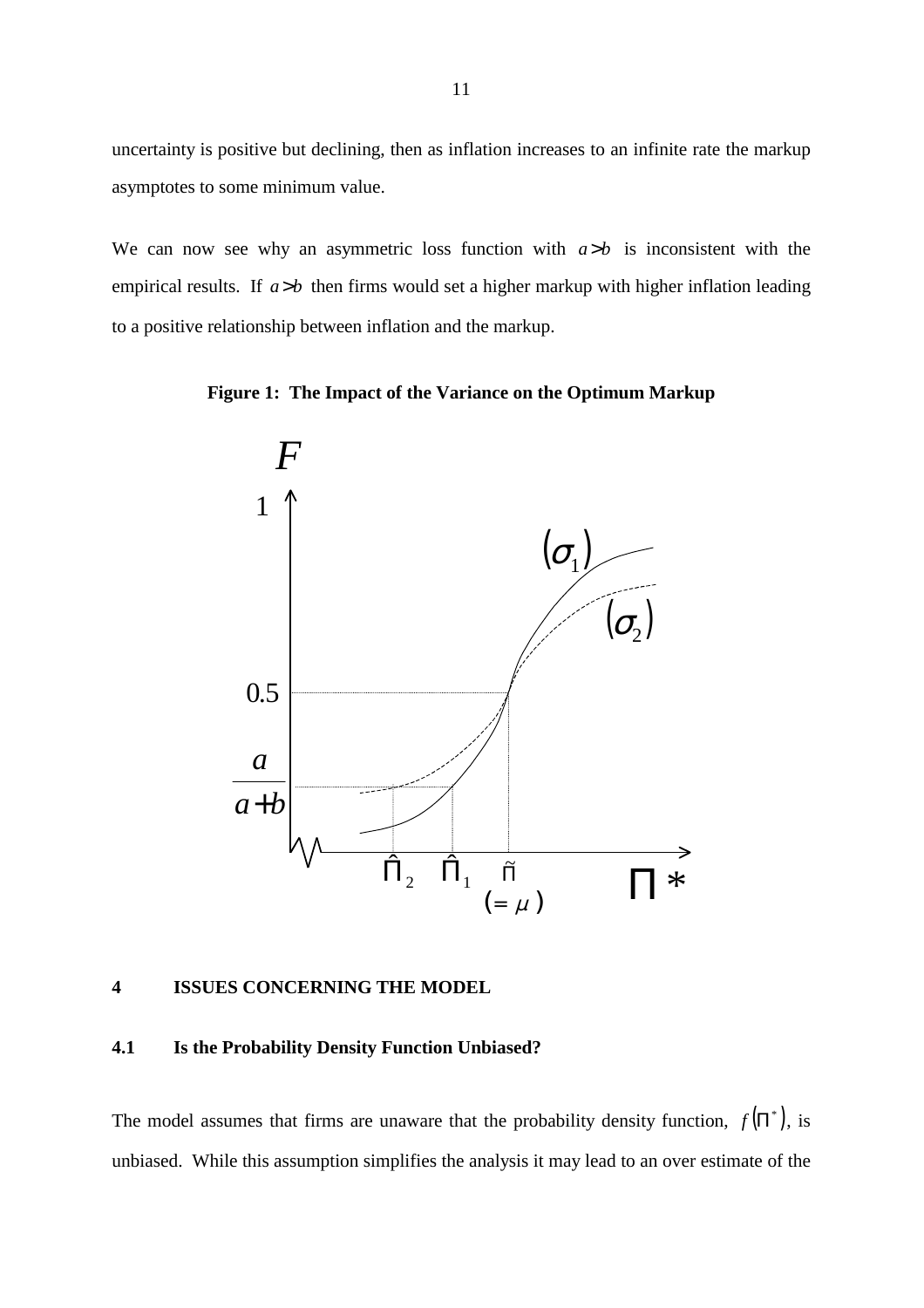uncertainty is positive but declining, then as inflation increases to an infinite rate the markup asymptotes to some minimum value.

We can now see why an asymmetric loss function with $a > b$ is inconsistent with the empirical results. If $a > b$ then firms would set a higher markup with higher inflation leading to a positive relationship between inflation and the markup.

**Figure 1: The Impact of the Variance on the Optimum Markup**

## 4 ISSUES CONCERNING THE MODEL

### 4.1 Is the Probability Density Function Unbiased?

The model assumes that firms are unaware that the probability density function, $f(\Pi^*)$, is unbiased. While this assumption simplifies the analysis it may lead to an over estimate of the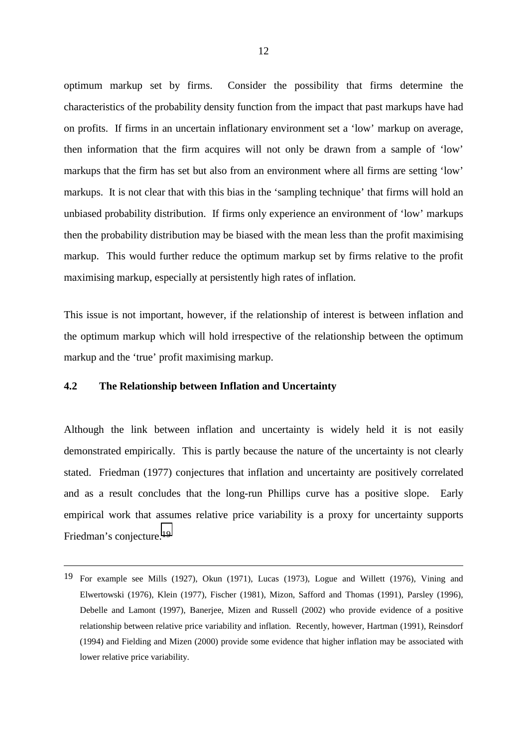optimum markup set by firms. Consider the possibility that firms determine the characteristics of the probability density function from the impact that past markups have had on profits. If firms in an uncertain inflationary environment set a 'low' markup on average, then information that the firm acquires will not only be drawn from a sample of 'low' markups that the firm has set but also from an environment where all firms are setting 'low' markups. It is not clear that with this bias in the 'sampling technique' that firms will hold an unbiased probability distribution. If firms only experience an environment of 'low' markups then the probability distribution may be biased with the mean less than the profit maximising markup. This would further reduce the optimum markup set by firms relative to the profit maximising markup, especially at persistently high rates of inflation.

This issue is not important, however, if the relationship of interest is between inflation and the optimum markup which will hold irrespective of the relationship between the optimum markup and the 'true' profit maximising markup.

### 4.2 The Relationship between Inflation and Uncertainty

Although the link between inflation and uncertainty is widely held it is not easily demonstrated empirically. This is partly because the nature of the uncertainty is not clearly stated. Friedman (1977) conjectures that inflation and uncertainty are positively correlated and as a result concludes that the long-run Phillips curve has a positive slope. Early empirical work that assumes relative price variability is a proxy for uncertainty supports Friedman's conjecture.[19]

---

[19] For example see Mills (1927), Okun (1971), Lucas (1973), Logue and Willett (1976), Vining and Elwertowski (1976), Klein (1977), Fischer (1981), Mizon, Safford and Thomas (1991), Parsley (1996), Debelle and Lamont (1997), Banerjee, Mizen and Russell (2002) who provide evidence of a positive relationship between relative price variability and inflation. Recently, however, Hartman (1991), Reinsdorf (1994) and Fielding and Mizen (2000) provide some evidence that higher inflation may be associated with lower relative price variability.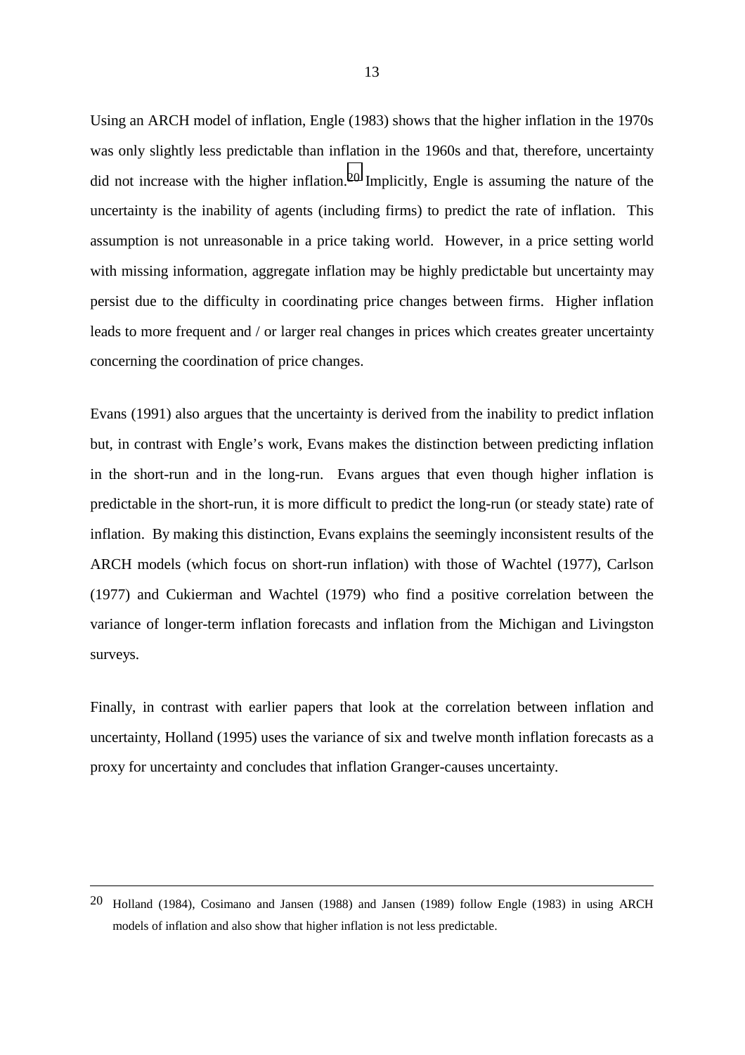Using an ARCH model of inflation, Engle (1983) shows that the higher inflation in the 1970s was only slightly less predictable than inflation in the 1960s and that, therefore, uncertainty did not increase with the higher inflation.[20] Implicitly, Engle is assuming the nature of the uncertainty is the inability of agents (including firms) to predict the rate of inflation. This assumption is not unreasonable in a price taking world. However, in a price setting world with missing information, aggregate inflation may be highly predictable but uncertainty may persist due to the difficulty in coordinating price changes between firms. Higher inflation leads to more frequent and / or larger real changes in prices which creates greater uncertainty concerning the coordination of price changes.

Evans (1991) also argues that the uncertainty is derived from the inability to predict inflation but, in contrast with Engle's work, Evans makes the distinction between predicting inflation in the short-run and in the long-run. Evans argues that even though higher inflation is predictable in the short-run, it is more difficult to predict the long-run (or steady state) rate of inflation. By making this distinction, Evans explains the seemingly inconsistent results of the ARCH models (which focus on short-run inflation) with those of Wachtel (1977), Carlson (1977) and Cukierman and Wachtel (1979) who find a positive correlation between the variance of longer-term inflation forecasts and inflation from the Michigan and Livingston surveys.

Finally, in contrast with earlier papers that look at the correlation between inflation and uncertainty, Holland (1995) uses the variance of six and twelve month inflation forecasts as a proxy for uncertainty and concludes that inflation Granger-causes uncertainty.

---

[20] Holland (1984), Cosimano and Jansen (1988) and Jansen (1989) follow Engle (1983) in using ARCH models of inflation and also show that higher inflation is not less predictable.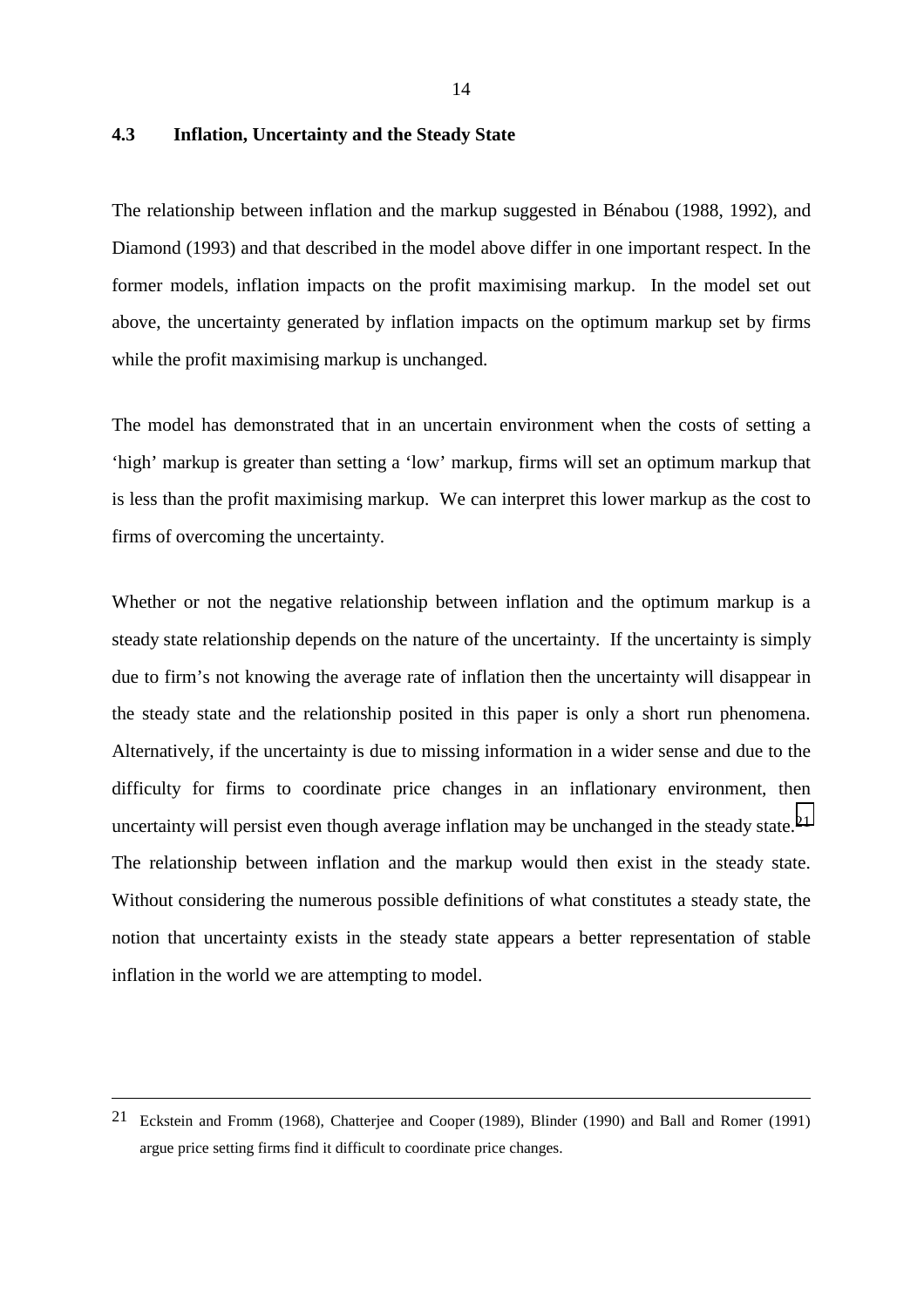### 4.3 Inflation, Uncertainty and the Steady State

The relationship between inflation and the markup suggested in Bénabou (1988, 1992), and Diamond (1993) and that described in the model above differ in one important respect. In the former models, inflation impacts on the profit maximising markup. In the model set out above, the uncertainty generated by inflation impacts on the optimum markup set by firms while the profit maximising markup is unchanged.

The model has demonstrated that in an uncertain environment when the costs of setting a 'high' markup is greater than setting a 'low' markup, firms will set an optimum markup that is less than the profit maximising markup. We can interpret this lower markup as the cost to firms of overcoming the uncertainty.

Whether or not the negative relationship between inflation and the optimum markup is a steady state relationship depends on the nature of the uncertainty. If the uncertainty is simply due to firm's not knowing the average rate of inflation then the uncertainty will disappear in the steady state and the relationship posited in this paper is only a short run phenomena. Alternatively, if the uncertainty is due to missing information in a wider sense and due to the difficulty for firms to coordinate price changes in an inflationary environment, then uncertainty will persist even though average inflation may be unchanged in the steady state.[21] The relationship between inflation and the markup would then exist in the steady state. Without considering the numerous possible definitions of what constitutes a steady state, the notion that uncertainty exists in the steady state appears a better representation of stable inflation in the world we are attempting to model.

---

21 Eckstein and Fromm (1968), Chatterjee and Cooper (1989), Blinder (1990) and Ball and Romer (1991) argue price setting firms find it difficult to coordinate price changes.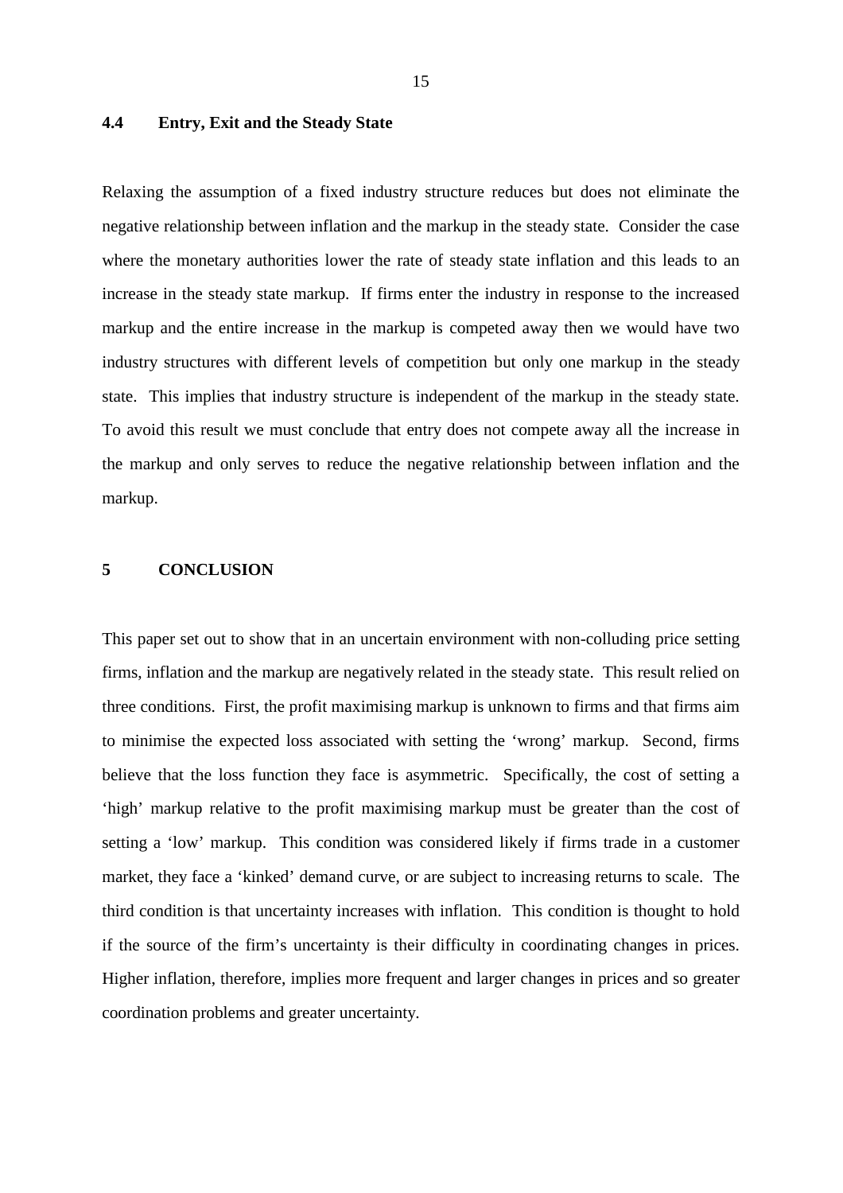### 4.4 Entry, Exit and the Steady State

Relaxing the assumption of a fixed industry structure reduces but does not eliminate the negative relationship between inflation and the markup in the steady state. Consider the case where the monetary authorities lower the rate of steady state inflation and this leads to an increase in the steady state markup. If firms enter the industry in response to the increased markup and the entire increase in the markup is competed away then we would have two industry structures with different levels of competition but only one markup in the steady state. This implies that industry structure is independent of the markup in the steady state. To avoid this result we must conclude that entry does not compete away all the increase in the markup and only serves to reduce the negative relationship between inflation and the markup.

## 5 CONCLUSION

This paper set out to show that in an uncertain environment with non-colluding price setting firms, inflation and the markup are negatively related in the steady state. This result relied on three conditions. First, the profit maximising markup is unknown to firms and that firms aim to minimise the expected loss associated with setting the 'wrong' markup. Second, firms believe that the loss function they face is asymmetric. Specifically, the cost of setting a 'high' markup relative to the profit maximising markup must be greater than the cost of setting a 'low' markup. This condition was considered likely if firms trade in a customer market, they face a 'kinked' demand curve, or are subject to increasing returns to scale. The third condition is that uncertainty increases with inflation. This condition is thought to hold if the source of the firm's uncertainty is their difficulty in coordinating changes in prices. Higher inflation, therefore, implies more frequent and larger changes in prices and so greater coordination problems and greater uncertainty.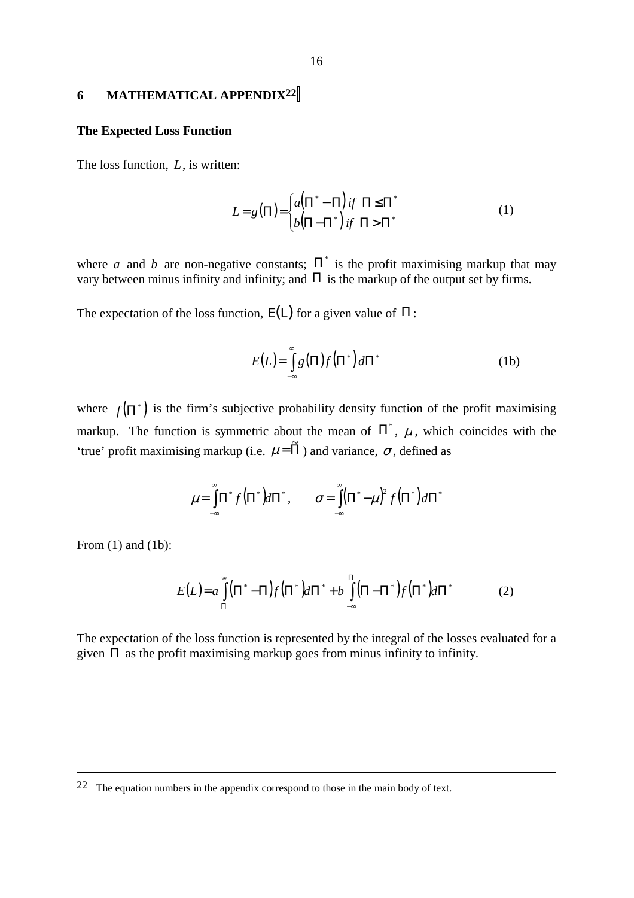## 6 MATHEMATICAL APPENDIX[22]

**The Expected Loss Function**

The loss function, $L$, is written:

$$L = g(\Pi) = \begin{cases} a(\Pi^* - \Pi) \text{ if } \Pi \leq \Pi^* \\ b(\Pi - \Pi^*) \text{ if } \Pi > \Pi^* \end{cases} \tag{1}$$

where $a$ and $b$ are non-negative constants; $\Pi^*$ is the profit maximising markup that may vary between minus infinity and infinity; and $\Pi$ is the markup of the output set by firms.

The expectation of the loss function, $E(L)$ for a given value of $\Pi$:

$$E(L) = \int_{-\infty}^{\infty} g(\Pi) f(\Pi^*) d\Pi^* \tag{1b}$$

where $f(\Pi^*)$ is the firm's subjective probability density function of the profit maximising markup. The function is symmetric about the mean of $\Pi^*$, $\mu$, which coincides with the 'true' profit maximising markup (i.e. $\mu = \tilde{\Pi}$) and variance, $\sigma$, defined as

$$\mu = \int_{-\infty}^{\infty} \Pi^* f(\Pi^*) d\Pi^*, \qquad \sigma = \int_{-\infty}^{\infty} (\Pi^* - \mu)^2 f(\Pi^*) d\Pi^*$$

From (1) and (1b):

$$E(L) = a\int_{\Pi}^{\infty} (\Pi^* - \Pi) f(\Pi^*) d\Pi^* + b\int_{-\infty}^{\Pi} (\Pi - \Pi^*) f(\Pi^*) d\Pi^* \tag{2}$$

The expectation of the loss function is represented by the integral of the losses evaluated for a given $\Pi$ as the profit maximising markup goes from minus infinity to infinity.

---

[22] The equation numbers in the appendix correspond to those in the main body of text.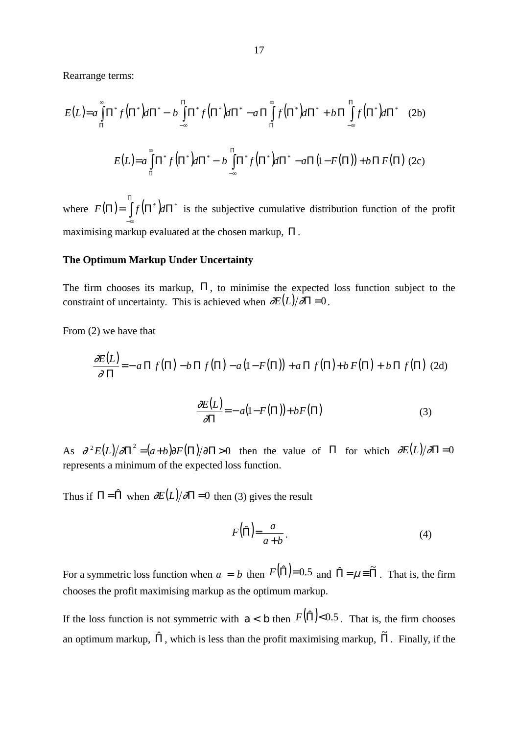Rearrange terms:

$$E(L) = a\int_{\Pi}^{\infty}\Pi^* f(\Pi^*)d\Pi^* - b\int_{-\infty}^{\Pi}\Pi^* f(\Pi^*)d\Pi^* - a\Pi\int_{\Pi}^{\infty}f(\Pi^*)d\Pi^* + b\Pi\int_{-\infty}^{\Pi}f(\Pi^*)d\Pi^* \quad \text{(2b)}$$

$$E(L) = a\int_{\Pi}^{\infty}\Pi^* f(\Pi^*)d\Pi^* - b\int_{-\infty}^{\Pi}\Pi^* f(\Pi^*)d\Pi^* - a\Pi(1 - F(\Pi)) + b\Pi F(\Pi) \quad \text{(2c)}$$

where $F(\Pi) = \int_{-\infty}^{\Pi} f(\Pi^*)d\Pi^*$ is the subjective cumulative distribution function of the profit maximising markup evaluated at the chosen markup, $\Pi$.

**The Optimum Markup Under Uncertainty**

The firm chooses its markup, $\Pi$, to minimise the expected loss function subject to the constraint of uncertainty. This is achieved when $\partial E(L)/\partial\Pi = 0$.

From (2) we have that

$$\frac{\partial E(L)}{\partial\Pi} = -a\Pi f(\Pi) - b\Pi f(\Pi) - a(1 - F(\Pi)) + a\Pi f(\Pi) + bF(\Pi) + b\Pi f(\Pi) \quad \text{(2d)}$$

$$\frac{\partial E(L)}{\partial\Pi} = -a(1 - F(\Pi)) + bF(\Pi) \quad \text{(3)}$$

As $\partial^2 E(L)/\partial\Pi^2 = (a+b)\partial F(\Pi)/\partial\Pi > 0$ then the value of $\Pi$ for which $\partial E(L)/\partial\Pi = 0$ represents a minimum of the expected loss function.

Thus if $\Pi = \hat{\Pi}$ when $\partial E(L)/\partial\Pi = 0$ then (3) gives the result

$$F(\hat{\Pi}) = \frac{a}{a+b}. \quad \text{(4)}$$

For a symmetric loss function when $a = b$ then $F(\hat{\Pi}) = 0.5$ and $\hat{\Pi} = \mu \equiv \tilde{\Pi}$. That is, the firm chooses the profit maximising markup as the optimum markup.

If the loss function is not symmetric with $a < b$ then $F(\hat{\Pi}) < 0.5$. That is, the firm chooses an optimum markup, $\hat{\Pi}$, which is less than the profit maximising markup, $\tilde{\Pi}$. Finally, if the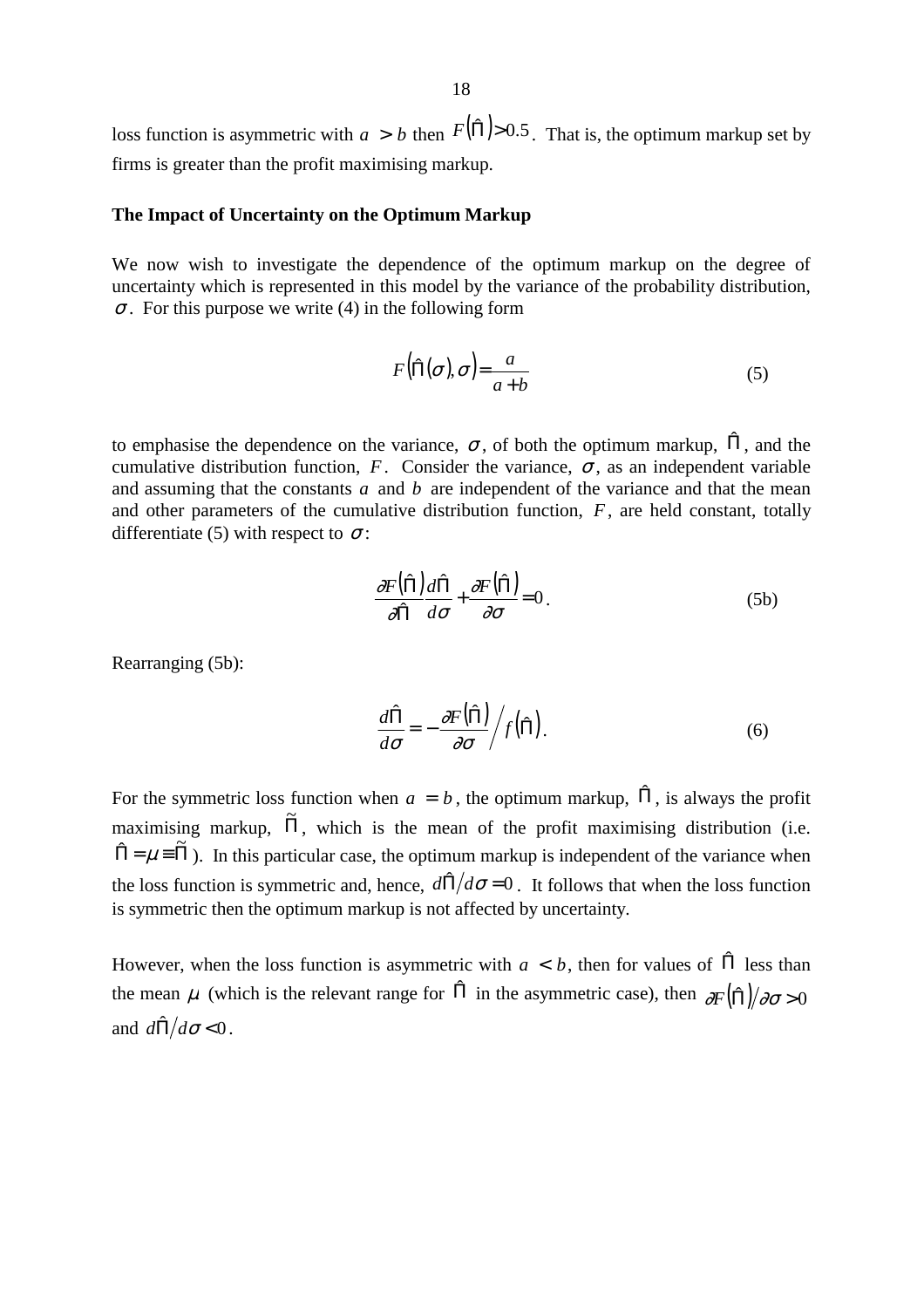loss function is asymmetric with $a > b$ then $F(\hat{\Pi}) > 0.5$. That is, the optimum markup set by firms is greater than the profit maximising markup.

**The Impact of Uncertainty on the Optimum Markup**

We now wish to investigate the dependence of the optimum markup on the degree of uncertainty which is represented in this model by the variance of the probability distribution, $\sigma$. For this purpose we write (4) in the following form

$$F\left(\hat{\Pi}(\sigma), \sigma\right) = \frac{a}{a+b} \tag{5}$$

to emphasise the dependence on the variance, $\sigma$, of both the optimum markup, $\hat{\Pi}$, and the cumulative distribution function, $F$. Consider the variance, $\sigma$, as an independent variable and assuming that the constants $a$ and $b$ are independent of the variance and that the mean and other parameters of the cumulative distribution function, $F$, are held constant, totally differentiate (5) with respect to $\sigma$:

$$\frac{\partial F(\hat{\Pi})}{\partial \hat{\Pi}} \frac{d\hat{\Pi}}{d\sigma} + \frac{\partial F(\hat{\Pi})}{\partial \sigma} = 0. \tag{5b}$$

Rearranging (5b):

$$\frac{d\hat{\Pi}}{d\sigma} = -\frac{\partial F(\hat{\Pi})}{\partial \sigma} \Big/ f(\hat{\Pi}). \tag{6}$$

For the symmetric loss function when $a = b$, the optimum markup, $\hat{\Pi}$, is always the profit maximising markup, $\tilde{\Pi}$, which is the mean of the profit maximising distribution (i.e. $\hat{\Pi} = \mu \equiv \tilde{\Pi}$). In this particular case, the optimum markup is independent of the variance when the loss function is symmetric and, hence, $d\hat{\Pi}/d\sigma = 0$. It follows that when the loss function is symmetric then the optimum markup is not affected by uncertainty.

However, when the loss function is asymmetric with $a < b$, then for values of $\hat{\Pi}$ less than the mean $\mu$ (which is the relevant range for $\hat{\Pi}$ in the asymmetric case), then $\partial F(\hat{\Pi})/\partial \sigma > 0$ and $d\hat{\Pi}/d\sigma < 0$.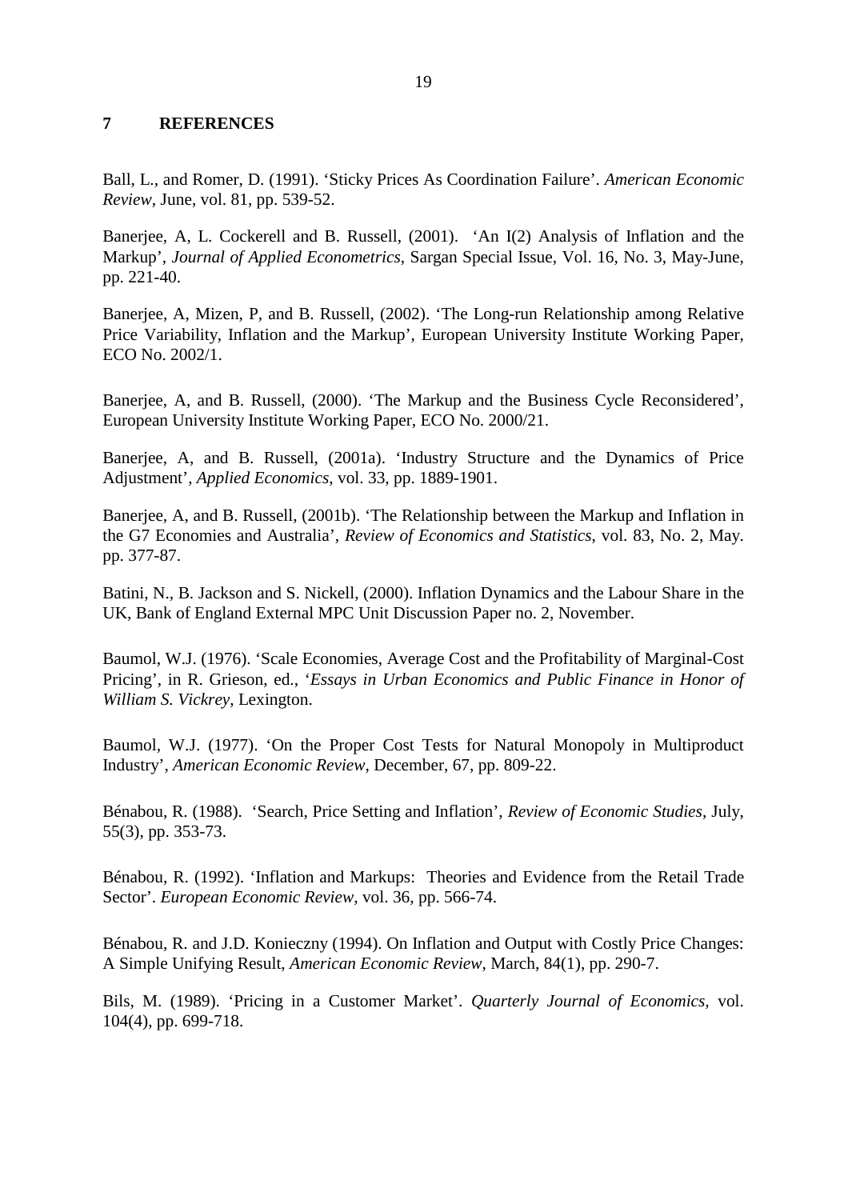## 7 REFERENCES

Ball, L., and Romer, D. (1991). 'Sticky Prices As Coordination Failure'. *American Economic Review*, June, vol. 81, pp. 539-52.

Banerjee, A, L. Cockerell and B. Russell, (2001). 'An I(2) Analysis of Inflation and the Markup', *Journal of Applied Econometrics*, Sargan Special Issue, Vol. 16, No. 3, May-June, pp. 221-40.

Banerjee, A, Mizen, P, and B. Russell, (2002). 'The Long-run Relationship among Relative Price Variability, Inflation and the Markup', European University Institute Working Paper, ECO No. 2002/1.

Banerjee, A, and B. Russell, (2000). 'The Markup and the Business Cycle Reconsidered', European University Institute Working Paper, ECO No. 2000/21.

Banerjee, A, and B. Russell, (2001a). 'Industry Structure and the Dynamics of Price Adjustment', *Applied Economics*, vol. 33, pp. 1889-1901.

Banerjee, A, and B. Russell, (2001b). 'The Relationship between the Markup and Inflation in the G7 Economies and Australia', *Review of Economics and Statistics*, vol. 83, No. 2, May. pp. 377-87.

Batini, N., B. Jackson and S. Nickell, (2000). Inflation Dynamics and the Labour Share in the UK, Bank of England External MPC Unit Discussion Paper no. 2, November.

Baumol, W.J. (1976). 'Scale Economies, Average Cost and the Profitability of Marginal-Cost Pricing', in R. Grieson, ed., '*Essays in Urban Economics and Public Finance in Honor of William S. Vickrey*, Lexington.

Baumol, W.J. (1977). 'On the Proper Cost Tests for Natural Monopoly in Multiproduct Industry', *American Economic Review*, December, 67, pp. 809-22.

Bénabou, R. (1988). 'Search, Price Setting and Inflation', *Review of Economic Studies*, July, 55(3), pp. 353-73.

Bénabou, R. (1992). 'Inflation and Markups: Theories and Evidence from the Retail Trade Sector'. *European Economic Review*, vol. 36, pp. 566-74.

Bénabou, R. and J.D. Konieczny (1994). On Inflation and Output with Costly Price Changes: A Simple Unifying Result, *American Economic Review*, March, 84(1), pp. 290-7.

Bils, M. (1989). 'Pricing in a Customer Market'. *Quarterly Journal of Economics*, vol. 104(4), pp. 699-718.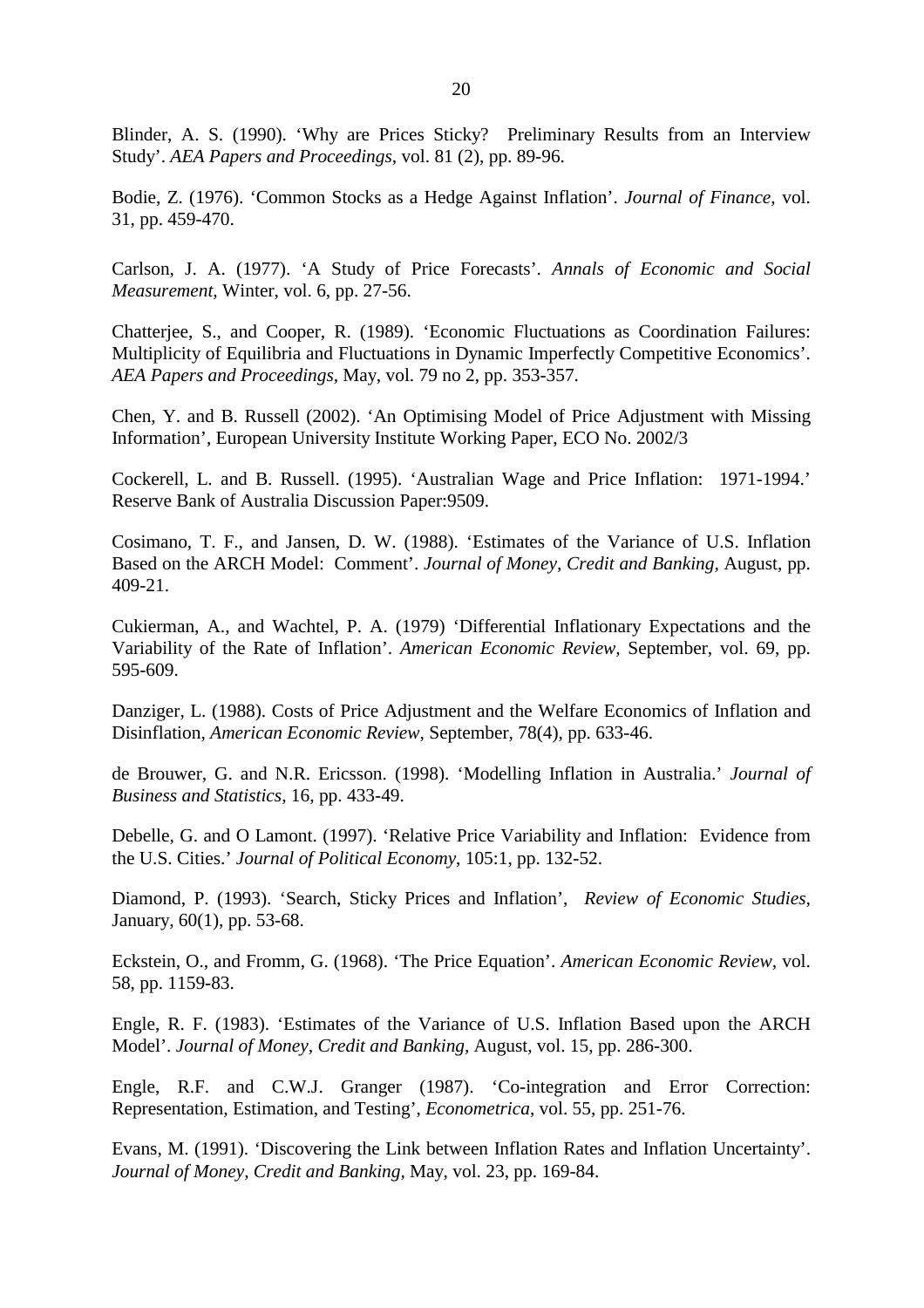Blinder, A. S. (1990). 'Why are Prices Sticky? Preliminary Results from an Interview Study'. *AEA Papers and Proceedings*, vol. 81 (2), pp. 89-96.

Bodie, Z. (1976). 'Common Stocks as a Hedge Against Inflation'. *Journal of Finance,* vol. 31, pp. 459-470.

Carlson, J. A. (1977). 'A Study of Price Forecasts'. *Annals of Economic and Social Measurement,* Winter, vol. 6, pp. 27-56.

Chatterjee, S., and Cooper, R. (1989). 'Economic Fluctuations as Coordination Failures: Multiplicity of Equilibria and Fluctuations in Dynamic Imperfectly Competitive Economics'. *AEA Papers and Proceedings,* May, vol. 79 no 2, pp. 353-357.

Chen, Y. and B. Russell (2002). 'An Optimising Model of Price Adjustment with Missing Information', European University Institute Working Paper, ECO No. 2002/3

Cockerell, L. and B. Russell. (1995). 'Australian Wage and Price Inflation: 1971-1994.' Reserve Bank of Australia Discussion Paper:9509.

Cosimano, T. F., and Jansen, D. W. (1988). 'Estimates of the Variance of U.S. Inflation Based on the ARCH Model: Comment'. *Journal of Money, Credit and Banking,* August, pp. 409-21.

Cukierman, A., and Wachtel, P. A. (1979) 'Differential Inflationary Expectations and the Variability of the Rate of Inflation'. *American Economic Review,* September, vol. 69, pp. 595-609.

Danziger, L. (1988). Costs of Price Adjustment and the Welfare Economics of Inflation and Disinflation, *American Economic Review*, September, 78(4), pp. 633-46.

de Brouwer, G. and N.R. Ericsson. (1998). 'Modelling Inflation in Australia.' *Journal of Business and Statistics*, 16, pp. 433-49.

Debelle, G. and O Lamont. (1997). 'Relative Price Variability and Inflation: Evidence from the U.S. Cities.' *Journal of Political Economy*, 105:1, pp. 132-52.

Diamond, P. (1993). 'Search, Sticky Prices and Inflation', *Review of Economic Studies*, January, 60(1), pp. 53-68.

Eckstein, O., and Fromm, G. (1968). 'The Price Equation'. *American Economic Review,* vol. 58, pp. 1159-83.

Engle, R. F. (1983). 'Estimates of the Variance of U.S. Inflation Based upon the ARCH Model'. *Journal of Money, Credit and Banking,* August, vol. 15, pp. 286-300.

Engle, R.F. and C.W.J. Granger (1987). 'Co-integration and Error Correction: Representation, Estimation, and Testing', *Econometrica*, vol. 55, pp. 251-76.

Evans, M. (1991). 'Discovering the Link between Inflation Rates and Inflation Uncertainty'. *Journal of Money, Credit and Banking,* May, vol. 23, pp. 169-84.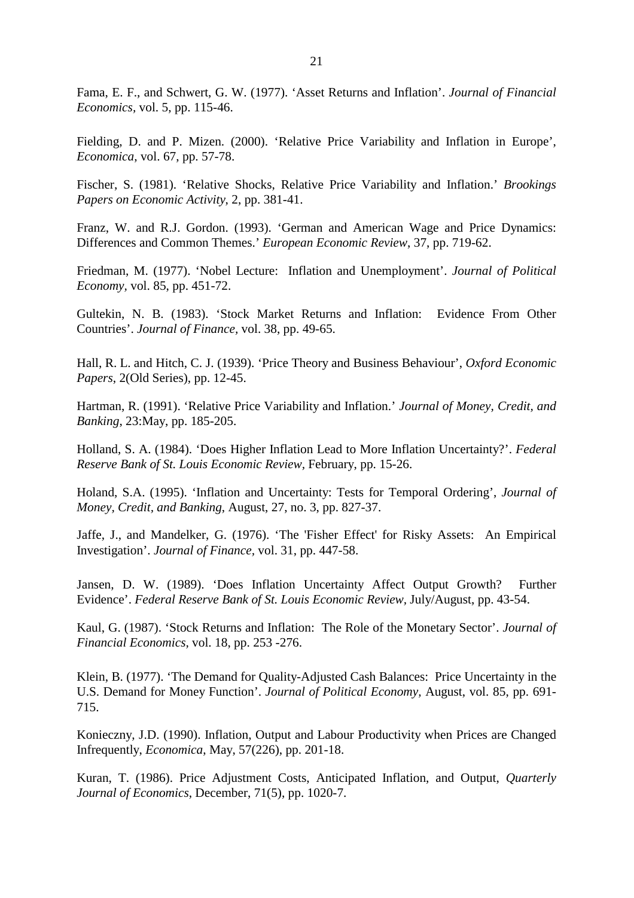Fama, E. F., and Schwert, G. W. (1977). 'Asset Returns and Inflation'. *Journal of Financial Economics*, vol. 5, pp. 115-46.

Fielding, D. and P. Mizen. (2000). 'Relative Price Variability and Inflation in Europe', *Economica*, vol. 67, pp. 57-78.

Fischer, S. (1981). 'Relative Shocks, Relative Price Variability and Inflation.' *Brookings Papers on Economic Activity*, 2, pp. 381-41.

Franz, W. and R.J. Gordon. (1993). 'German and American Wage and Price Dynamics: Differences and Common Themes.' *European Economic Review*, 37, pp. 719-62.

Friedman, M. (1977). 'Nobel Lecture: Inflation and Unemployment'. *Journal of Political Economy*, vol. 85, pp. 451-72.

Gultekin, N. B. (1983). 'Stock Market Returns and Inflation: Evidence From Other Countries'. *Journal of Finance*, vol. 38, pp. 49-65.

Hall, R. L. and Hitch, C. J. (1939). 'Price Theory and Business Behaviour', *Oxford Economic Papers*, 2(Old Series), pp. 12-45.

Hartman, R. (1991). 'Relative Price Variability and Inflation.' *Journal of Money, Credit, and Banking*, 23:May, pp. 185-205.

Holland, S. A. (1984). 'Does Higher Inflation Lead to More Inflation Uncertainty?'. *Federal Reserve Bank of St. Louis Economic Review*, February, pp. 15-26.

Holand, S.A. (1995). 'Inflation and Uncertainty: Tests for Temporal Ordering', *Journal of Money, Credit, and Banking*, August, 27, no. 3, pp. 827-37.

Jaffe, J., and Mandelker, G. (1976). 'The 'Fisher Effect' for Risky Assets: An Empirical Investigation'. *Journal of Finance*, vol. 31, pp. 447-58.

Jansen, D. W. (1989). 'Does Inflation Uncertainty Affect Output Growth? Further Evidence'. *Federal Reserve Bank of St. Louis Economic Review*, July/August, pp. 43-54.

Kaul, G. (1987). 'Stock Returns and Inflation: The Role of the Monetary Sector'. *Journal of Financial Economics*, vol. 18, pp. 253 -276.

Klein, B. (1977). 'The Demand for Quality-Adjusted Cash Balances: Price Uncertainty in the U.S. Demand for Money Function'. *Journal of Political Economy*, August, vol. 85, pp. 691-715.

Konieczny, J.D. (1990). Inflation, Output and Labour Productivity when Prices are Changed Infrequently, *Economica*, May, 57(226), pp. 201-18.

Kuran, T. (1986). Price Adjustment Costs, Anticipated Inflation, and Output, *Quarterly Journal of Economics*, December, 71(5), pp. 1020-7.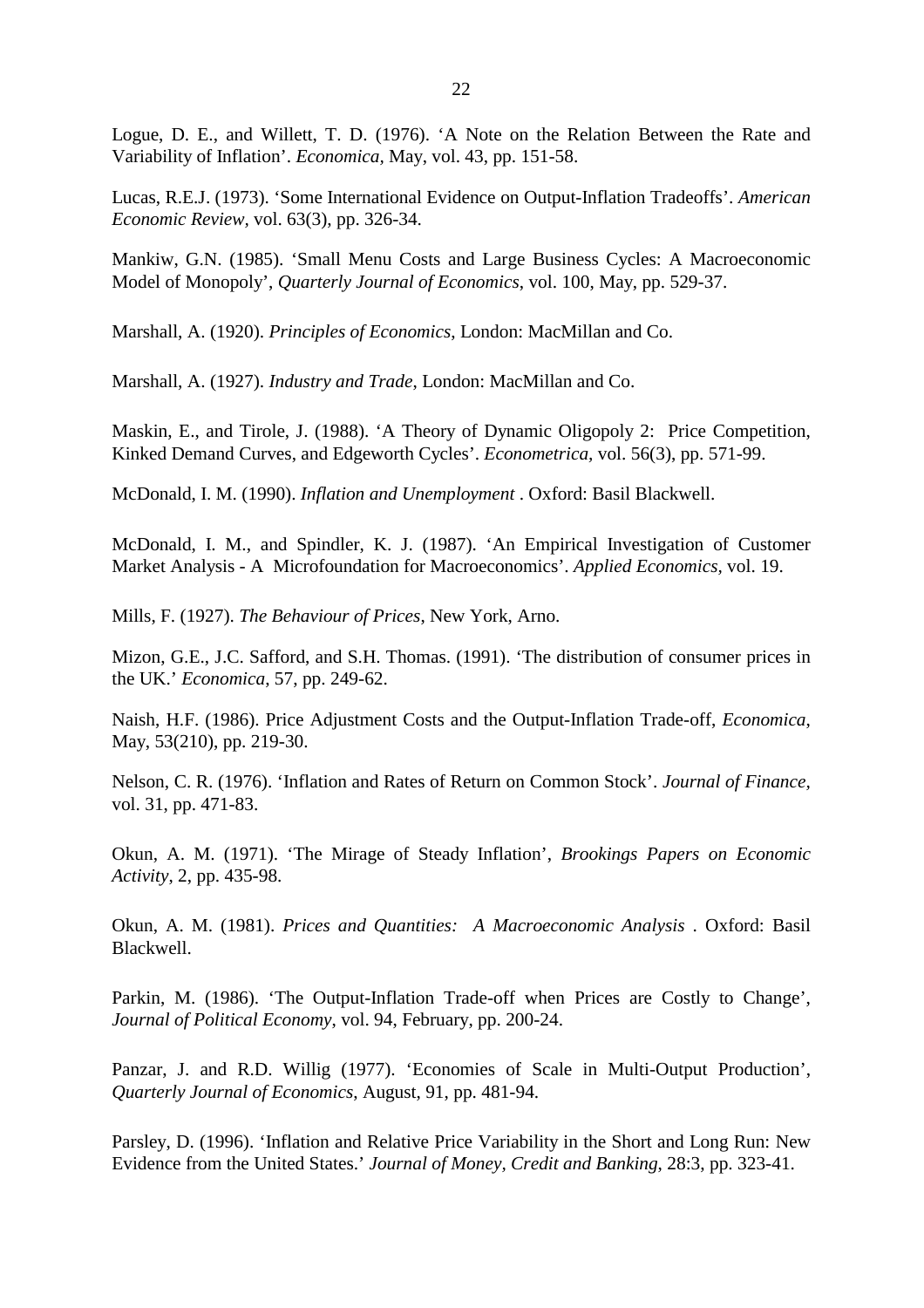Logue, D. E., and Willett, T. D. (1976). ‘A Note on the Relation Between the Rate and Variability of Inflation’. *Economica*, May, vol. 43, pp. 151-58.

Lucas, R.E.J. (1973). ‘Some International Evidence on Output-Inflation Tradeoffs’. *American Economic Review*, vol. 63(3), pp. 326-34.

Mankiw, G.N. (1985). ‘Small Menu Costs and Large Business Cycles: A Macroeconomic Model of Monopoly’, *Quarterly Journal of Economics*, vol. 100, May, pp. 529-37.

Marshall, A. (1920). *Principles of Economics*, London: MacMillan and Co.

Marshall, A. (1927). *Industry and Trade*, London: MacMillan and Co.

Maskin, E., and Tirole, J. (1988). ‘A Theory of Dynamic Oligopoly 2: Price Competition, Kinked Demand Curves, and Edgeworth Cycles’. *Econometrica*, vol. 56(3), pp. 571-99.

McDonald, I. M. (1990). *Inflation and Unemployment* . Oxford: Basil Blackwell.

McDonald, I. M., and Spindler, K. J. (1987). ‘An Empirical Investigation of Customer Market Analysis - A Microfoundation for Macroeconomics’. *Applied Economics*, vol. 19.

Mills, F. (1927). *The Behaviour of Prices*, New York, Arno.

Mizon, G.E., J.C. Safford, and S.H. Thomas. (1991). ‘The distribution of consumer prices in the UK.’ *Economica*, 57, pp. 249-62.

Naish, H.F. (1986). Price Adjustment Costs and the Output-Inflation Trade-off, *Economica*, May, 53(210), pp. 219-30.

Nelson, C. R. (1976). ‘Inflation and Rates of Return on Common Stock’. *Journal of Finance*, vol. 31, pp. 471-83.

Okun, A. M. (1971). ‘The Mirage of Steady Inflation’, *Brookings Papers on Economic Activity*, 2, pp. 435-98.

Okun, A. M. (1981). *Prices and Quantities: A Macroeconomic Analysis* . Oxford: Basil Blackwell.

Parkin, M. (1986). ‘The Output-Inflation Trade-off when Prices are Costly to Change’, *Journal of Political Economy*, vol. 94, February, pp. 200-24.

Panzar, J. and R.D. Willig (1977). ‘Economies of Scale in Multi-Output Production’, *Quarterly Journal of Economics*, August, 91, pp. 481-94.

Parsley, D. (1996). ‘Inflation and Relative Price Variability in the Short and Long Run: New Evidence from the United States.’ *Journal of Money, Credit and Banking*, 28:3, pp. 323-41.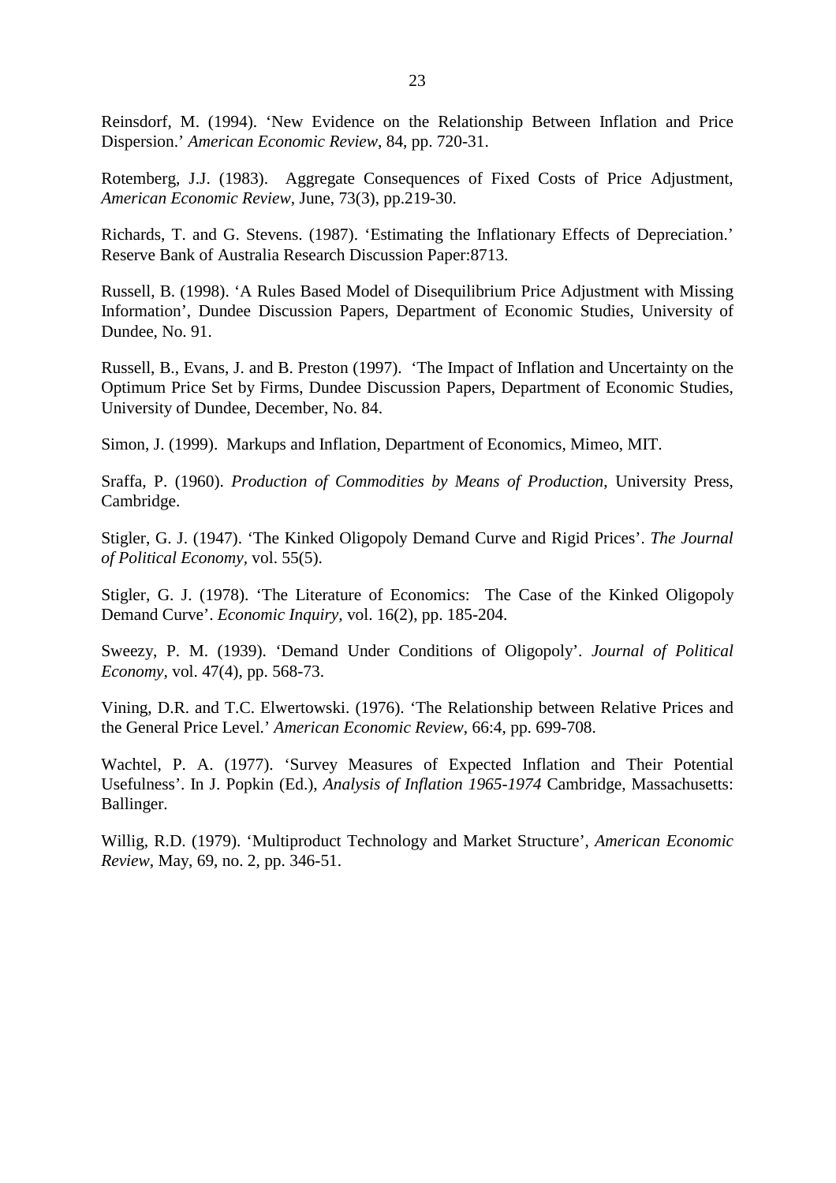Reinsdorf, M. (1994). 'New Evidence on the Relationship Between Inflation and Price Dispersion.' *American Economic Review*, 84, pp. 720-31.

Rotemberg, J.J. (1983). Aggregate Consequences of Fixed Costs of Price Adjustment, *American Economic Review*, June, 73(3), pp.219-30.

Richards, T. and G. Stevens. (1987). 'Estimating the Inflationary Effects of Depreciation.' Reserve Bank of Australia Research Discussion Paper:8713.

Russell, B. (1998). 'A Rules Based Model of Disequilibrium Price Adjustment with Missing Information', Dundee Discussion Papers, Department of Economic Studies, University of Dundee, No. 91.

Russell, B., Evans, J. and B. Preston (1997). 'The Impact of Inflation and Uncertainty on the Optimum Price Set by Firms, Dundee Discussion Papers, Department of Economic Studies, University of Dundee, December, No. 84.

Simon, J. (1999). Markups and Inflation, Department of Economics, Mimeo, MIT.

Sraffa, P. (1960). *Production of Commodities by Means of Production*, University Press, Cambridge.

Stigler, G. J. (1947). 'The Kinked Oligopoly Demand Curve and Rigid Prices'. *The Journal of Political Economy*, vol. 55(5).

Stigler, G. J. (1978). 'The Literature of Economics: The Case of the Kinked Oligopoly Demand Curve'. *Economic Inquiry*, vol. 16(2), pp. 185-204.

Sweezy, P. M. (1939). 'Demand Under Conditions of Oligopoly'. *Journal of Political Economy*, vol. 47(4), pp. 568-73.

Vining, D.R. and T.C. Elwertowski. (1976). 'The Relationship between Relative Prices and the General Price Level.' *American Economic Review*, 66:4, pp. 699-708.

Wachtel, P. A. (1977). 'Survey Measures of Expected Inflation and Their Potential Usefulness'. In J. Popkin (Ed.), *Analysis of Inflation 1965-1974* Cambridge, Massachusetts: Ballinger.

Willig, R.D. (1979). 'Multiproduct Technology and Market Structure', *American Economic Review*, May, 69, no. 2, pp. 346-51.